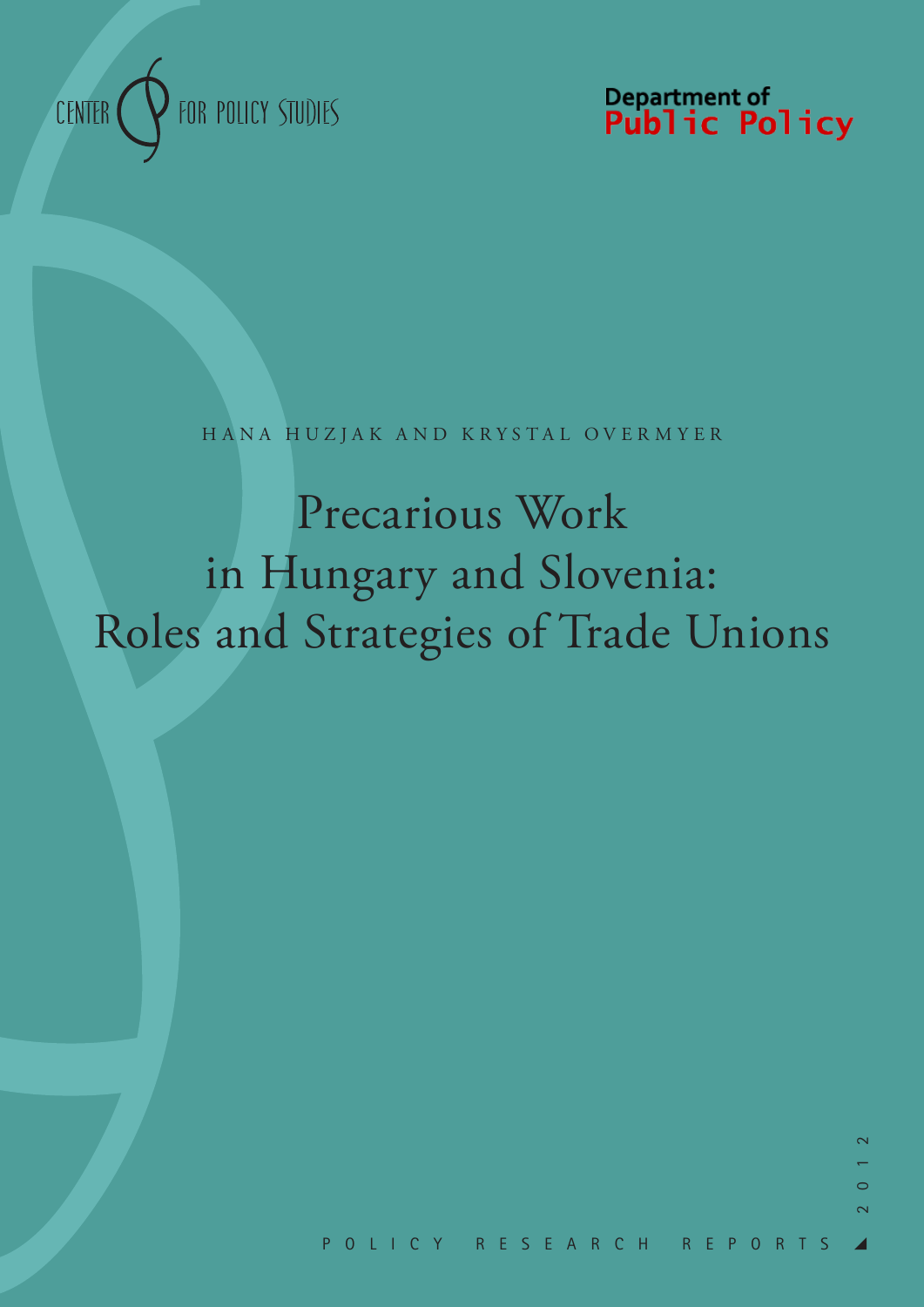CENTER FOR POLICY STUDIES

Department of Public Policy

HANA HUZJAK AND KRYSTAL OVERMYER

# Precarious Work in Hungary and Slovenia: Roles and Strategies of Trade Unions

POLICY RESEARCH REPORTS

2012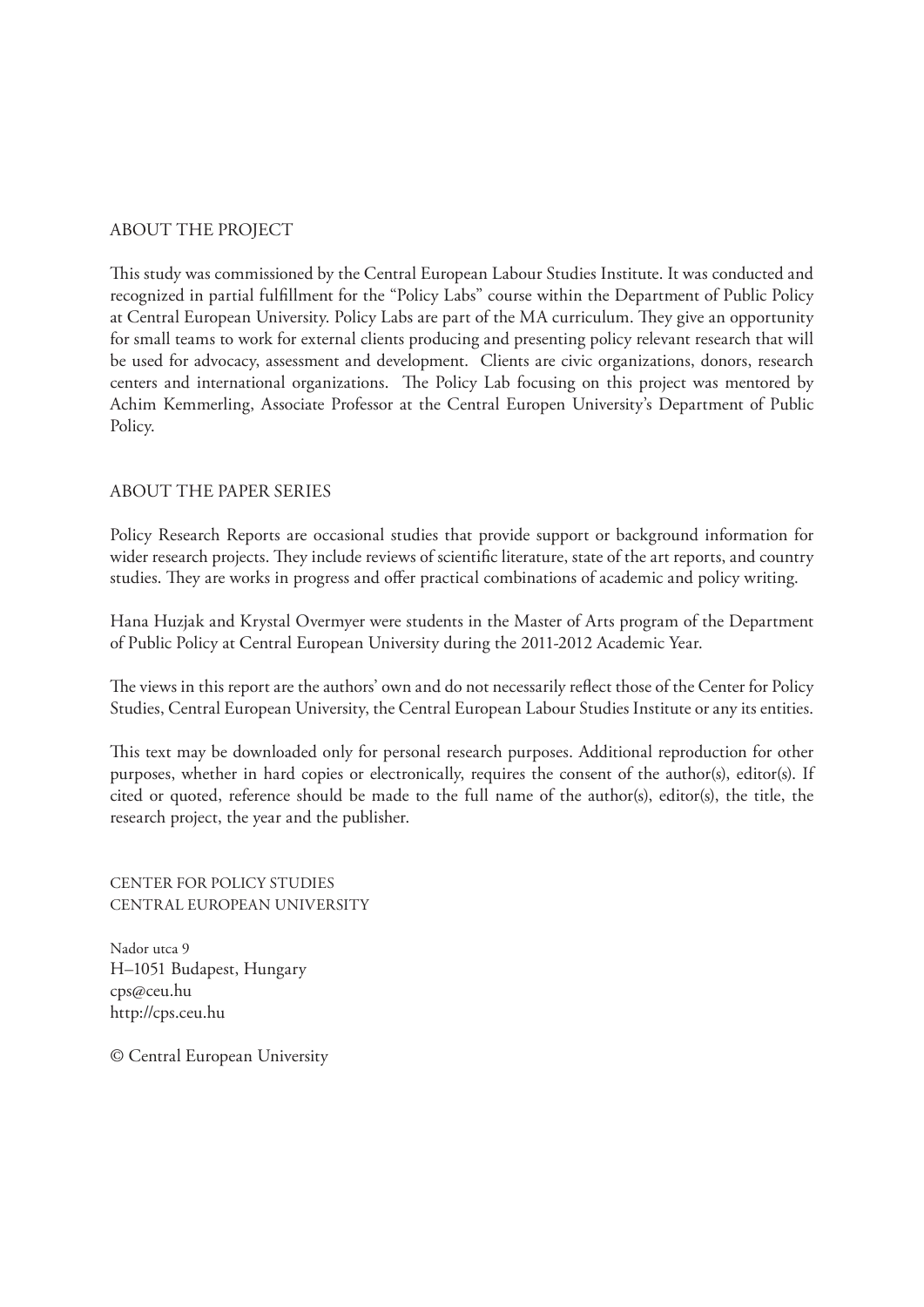## ABOUT THE PROJECT

This study was commissioned by the Central European Labour Studies Institute. It was conducted and recognized in partial fulfillment for the "Policy Labs" course within the Department of Public Policy at Central European University. Policy Labs are part of the MA curriculum. They give an opportunity for small teams to work for external clients producing and presenting policy relevant research that will be used for advocacy, assessment and development. Clients are civic organizations, donors, research centers and international organizations. The Policy Lab focusing on this project was mentored by Achim Kemmerling, Associate Professor at the Central Europen University's Department of Public Policy.

## ABOUT THE PAPER SERIES

Policy Research Reports are occasional studies that provide support or background information for wider research projects. They include reviews of scientific literature, state of the art reports, and country studies. They are works in progress and offer practical combinations of academic and policy writing.

Hana Huzjak and Krystal Overmyer were students in the Master of Arts program of the Department of Public Policy at Central European University during the 2011-2012 Academic Year.

The views in this report are the authors' own and do not necessarily reflect those of the Center for Policy Studies, Central European University, the Central European Labour Studies Institute or any its entities.

This text may be downloaded only for personal research purposes. Additional reproduction for other purposes, whether in hard copies or electronically, requires the consent of the author(s), editor(s). If cited or quoted, reference should be made to the full name of the author(s), editor(s), the title, the research project, the year and the publisher.

CENTER FOR POLICY STUDIES
CENTRAL EUROPEAN UNIVERSITY

Nador utca 9
H–1051 Budapest, Hungary
cps@ceu.hu
http://cps.ceu.hu

© Central European University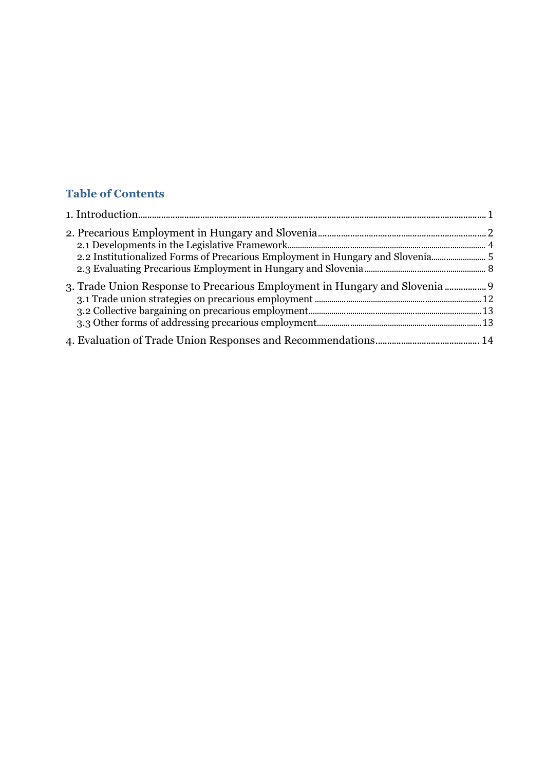## Table of Contents

1. Introduction .......... 1

2. Precarious Employment in Hungary and Slovenia .......... 2
   - 2.1 Developments in the Legislative Framework .......... 4
   - 2.2 Institutionalized Forms of Precarious Employment in Hungary and Slovenia .......... 5
   - 2.3 Evaluating Precarious Employment in Hungary and Slovenia .......... 8

3. Trade Union Response to Precarious Employment in Hungary and Slovenia .......... 9
   - 3.1 Trade union strategies on precarious employment .......... 12
   - 3.2 Collective bargaining on precarious employment .......... 13
   - 3.3 Other forms of addressing precarious employment .......... 13

4. Evaluation of Trade Union Responses and Recommendations .......... 14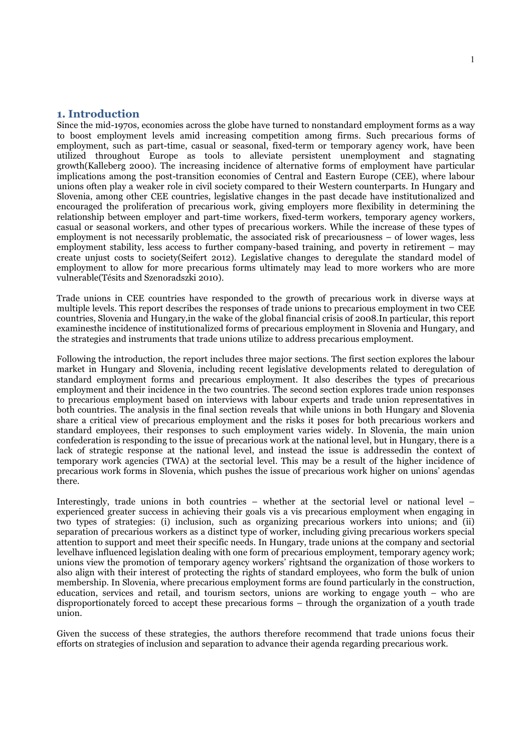## 1. Introduction

Since the mid-1970s, economies across the globe have turned to nonstandard employment forms as a way to boost employment levels amid increasing competition among firms. Such precarious forms of employment, such as part-time, casual or seasonal, fixed-term or temporary agency work, have been utilized throughout Europe as tools to alleviate persistent unemployment and stagnating growth(Kalleberg 2000). The increasing incidence of alternative forms of employment have particular implications among the post-transition economies of Central and Eastern Europe (CEE), where labour unions often play a weaker role in civil society compared to their Western counterparts. In Hungary and Slovenia, among other CEE countries, legislative changes in the past decade have institutionalized and encouraged the proliferation of precarious work, giving employers more flexibility in determining the relationship between employer and part-time workers, fixed-term workers, temporary agency workers, casual or seasonal workers, and other types of precarious workers. While the increase of these types of employment is not necessarily problematic, the associated risk of precariousness – of lower wages, less employment stability, less access to further company-based training, and poverty in retirement – may create unjust costs to society(Seifert 2012). Legislative changes to deregulate the standard model of employment to allow for more precarious forms ultimately may lead to more workers who are more vulnerable(Tésits and Szenoradszki 2010).

Trade unions in CEE countries have responded to the growth of precarious work in diverse ways at multiple levels. This report describes the responses of trade unions to precarious employment in two CEE countries, Slovenia and Hungary,in the wake of the global financial crisis of 2008.In particular, this report examinesthe incidence of institutionalized forms of precarious employment in Slovenia and Hungary, and the strategies and instruments that trade unions utilize to address precarious employment.

Following the introduction, the report includes three major sections. The first section explores the labour market in Hungary and Slovenia, including recent legislative developments related to deregulation of standard employment forms and precarious employment. It also describes the types of precarious employment and their incidence in the two countries. The second section explores trade union responses to precarious employment based on interviews with labour experts and trade union representatives in both countries. The analysis in the final section reveals that while unions in both Hungary and Slovenia share a critical view of precarious employment and the risks it poses for both precarious workers and standard employees, their responses to such employment varies widely. In Slovenia, the main union confederation is responding to the issue of precarious work at the national level, but in Hungary, there is a lack of strategic response at the national level, and instead the issue is addressedin the context of temporary work agencies (TWA) at the sectorial level. This may be a result of the higher incidence of precarious work forms in Slovenia, which pushes the issue of precarious work higher on unions' agendas there.

Interestingly, trade unions in both countries – whether at the sectorial level or national level – experienced greater success in achieving their goals vis a vis precarious employment when engaging in two types of strategies: (i) inclusion, such as organizing precarious workers into unions; and (ii) separation of precarious workers as a distinct type of worker, including giving precarious workers special attention to support and meet their specific needs. In Hungary, trade unions at the company and sectorial levelhave influenced legislation dealing with one form of precarious employment, temporary agency work; unions view the promotion of temporary agency workers' rightsand the organization of those workers to also align with their interest of protecting the rights of standard employees, who form the bulk of union membership. In Slovenia, where precarious employment forms are found particularly in the construction, education, services and retail, and tourism sectors, unions are working to engage youth – who are disproportionately forced to accept these precarious forms – through the organization of a youth trade union.

Given the success of these strategies, the authors therefore recommend that trade unions focus their efforts on strategies of inclusion and separation to advance their agenda regarding precarious work.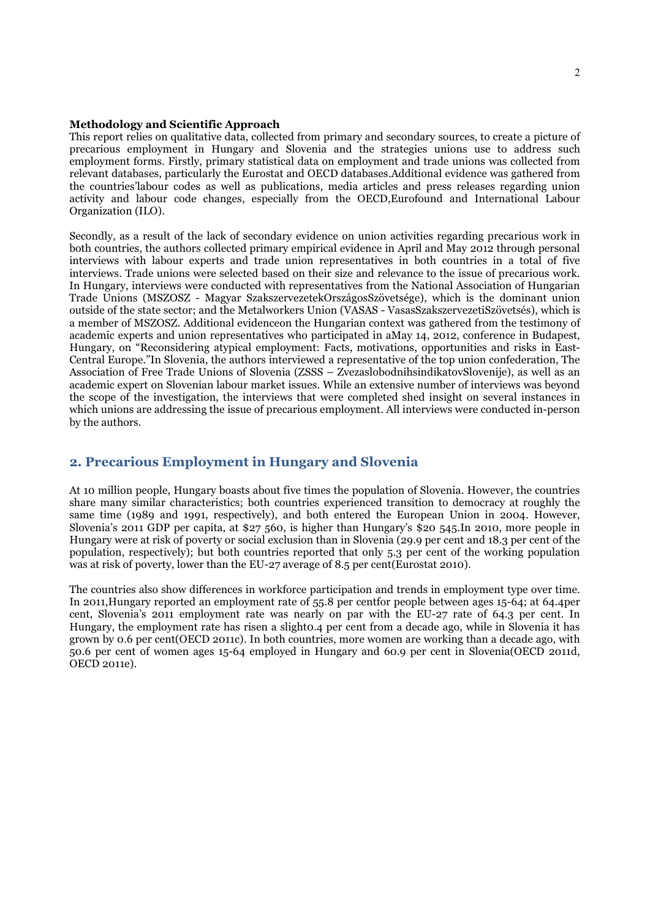**Methodology and Scientific Approach**

This report relies on qualitative data, collected from primary and secondary sources, to create a picture of precarious employment in Hungary and Slovenia and the strategies unions use to address such employment forms. Firstly, primary statistical data on employment and trade unions was collected from relevant databases, particularly the Eurostat and OECD databases.Additional evidence was gathered from the countries'labour codes as well as publications, media articles and press releases regarding union activity and labour code changes, especially from the OECD,Eurofound and International Labour Organization (ILO).

Secondly, as a result of the lack of secondary evidence on union activities regarding precarious work in both countries, the authors collected primary empirical evidence in April and May 2012 through personal interviews with labour experts and trade union representatives in both countries in a total of five interviews. Trade unions were selected based on their size and relevance to the issue of precarious work. In Hungary, interviews were conducted with representatives from the National Association of Hungarian Trade Unions (MSZOSZ - Magyar SzakszervezetekOrszágosSzövetsége), which is the dominant union outside of the state sector; and the Metalworkers Union (VASAS - VasasSzakszervezetiSzövetsés), which is a member of MSZOSZ. Additional evidenceon the Hungarian context was gathered from the testimony of academic experts and union representatives who participated in aMay 14, 2012, conference in Budapest, Hungary, on "Reconsidering atypical employment: Facts, motivations, opportunities and risks in East-Central Europe."In Slovenia, the authors interviewed a representative of the top union confederation, The Association of Free Trade Unions of Slovenia (ZSSS – ZvezaslobodnihsindikatovSlovenije), as well as an academic expert on Slovenian labour market issues. While an extensive number of interviews was beyond the scope of the investigation, the interviews that were completed shed insight on several instances in which unions are addressing the issue of precarious employment. All interviews were conducted in-person by the authors.

## 2. Precarious Employment in Hungary and Slovenia

At 10 million people, Hungary boasts about five times the population of Slovenia. However, the countries share many similar characteristics; both countries experienced transition to democracy at roughly the same time (1989 and 1991, respectively), and both entered the European Union in 2004. However, Slovenia's 2011 GDP per capita, at $27 560, is higher than Hungary's $20 545.In 2010, more people in Hungary were at risk of poverty or social exclusion than in Slovenia (29.9 per cent and 18.3 per cent of the population, respectively); but both countries reported that only 5.3 per cent of the working population was at risk of poverty, lower than the EU-27 average of 8.5 per cent(Eurostat 2010).

The countries also show differences in workforce participation and trends in employment type over time. In 2011,Hungary reported an employment rate of 55.8 per centfor people between ages 15-64; at 64.4per cent, Slovenia's 2011 employment rate was nearly on par with the EU-27 rate of 64.3 per cent. In Hungary, the employment rate has risen a slight0.4 per cent from a decade ago, while in Slovenia it has grown by 0.6 per cent(OECD 2011c). In both countries, more women are working than a decade ago, with 50.6 per cent of women ages 15-64 employed in Hungary and 60.9 per cent in Slovenia(OECD 2011d, OECD 2011e).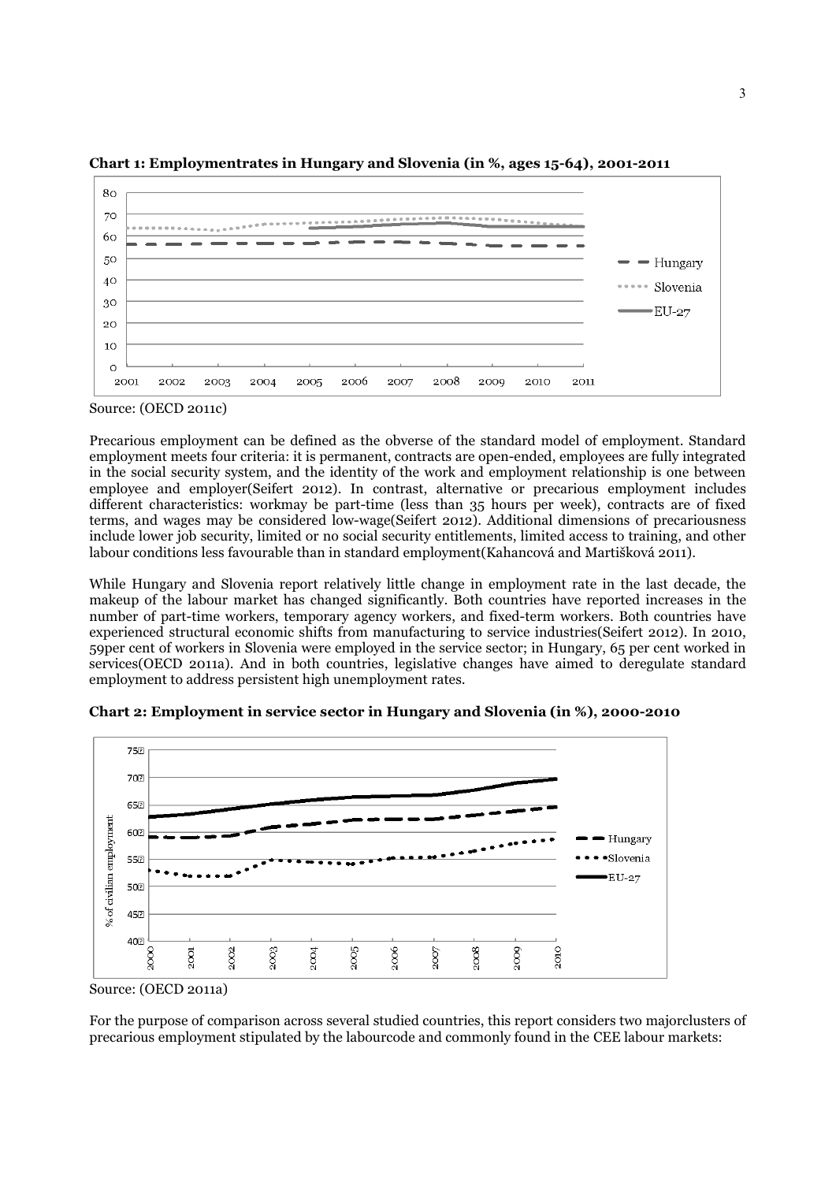**Chart 1: Employmentrates in Hungary and Slovenia (in %, ages 15-64), 2001-2011**

80
70
60
50
40
30
20
10
0
2001 2002 2003 2004 2005 2006 2007 2008 2009 2010 2011

Hungary
Slovenia
EU-27

Source: (OECD 2011c)

Precarious employment can be defined as the obverse of the standard model of employment. Standard employment meets four criteria: it is permanent, contracts are open-ended, employees are fully integrated in the social security system, and the identity of the work and employment relationship is one between employee and employer(Seifert 2012). In contrast, alternative or precarious employment includes different characteristics: workmay be part-time (less than 35 hours per week), contracts are of fixed terms, and wages may be considered low-wage(Seifert 2012). Additional dimensions of precariousness include lower job security, limited or no social security entitlements, limited access to training, and other labour conditions less favourable than in standard employment(Kahancová and Martišková 2011).

While Hungary and Slovenia report relatively little change in employment rate in the last decade, the makeup of the labour market has changed significantly. Both countries have reported increases in the number of part-time workers, temporary agency workers, and fixed-term workers. Both countries have experienced structural economic shifts from manufacturing to service industries(Seifert 2012). In 2010, 59per cent of workers in Slovenia were employed in the service sector; in Hungary, 65 per cent worked in services(OECD 2011a). And in both countries, legislative changes have aimed to deregulate standard employment to address persistent high unemployment rates.

**Chart 2: Employment in service sector in Hungary and Slovenia (in %), 2000-2010**

% of civilian employment

75
70
65
60
55
50
45
40
2000 2001 2002 2003 2004 2005 2006 2007 2008 2009 2010

Hungary
Slovenia
EU-27

Source: (OECD 2011a)

For the purpose of comparison across several studied countries, this report considers two majorclusters of precarious employment stipulated by the labourcode and commonly found in the CEE labour markets: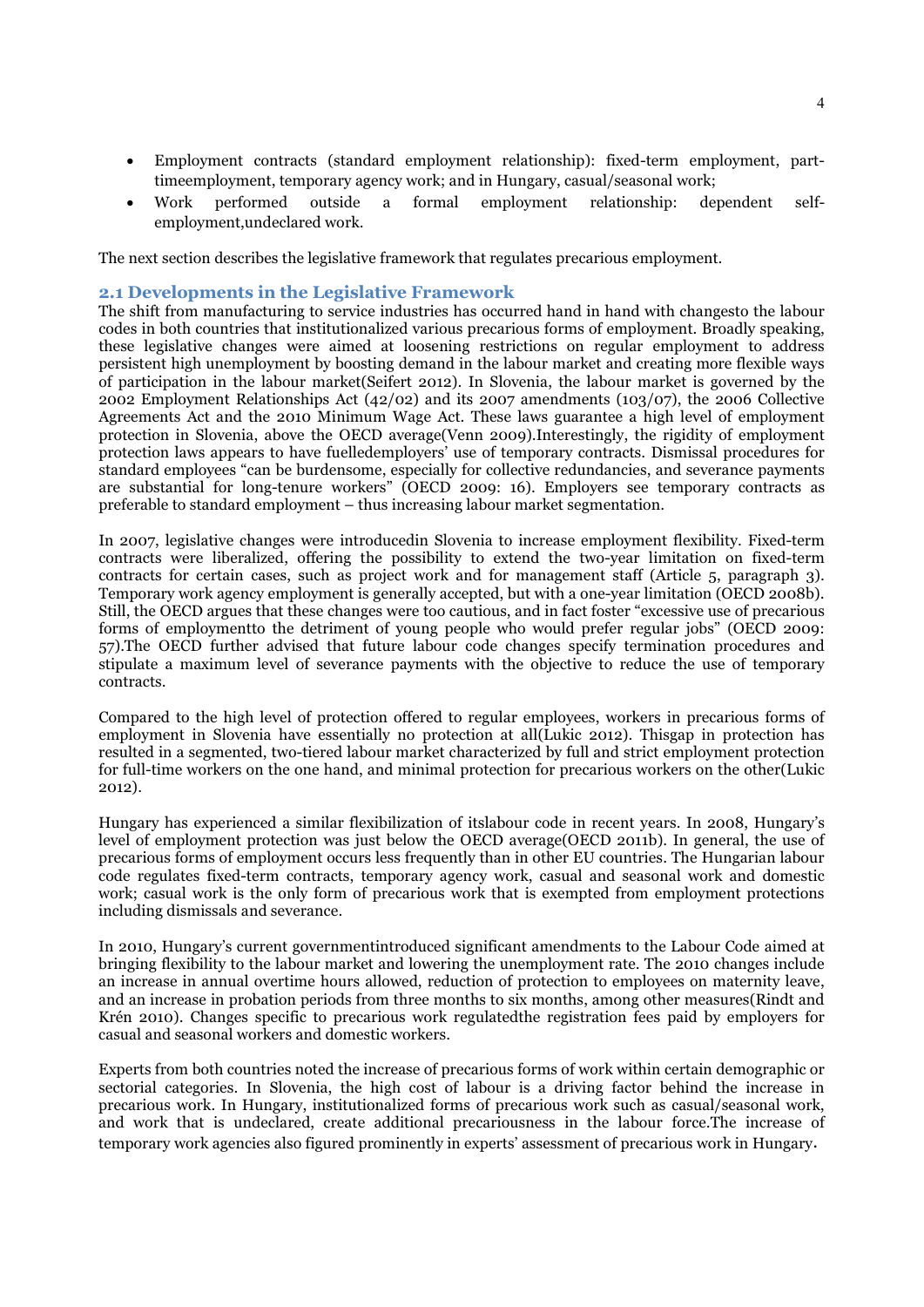- Employment contracts (standard employment relationship): fixed-term employment, part-timeemployment, temporary agency work; and in Hungary, casual/seasonal work;
- Work performed outside a formal employment relationship: dependent self-employment,undeclared work.

The next section describes the legislative framework that regulates precarious employment.

## 2.1 Developments in the Legislative Framework

The shift from manufacturing to service industries has occurred hand in hand with changesto the labour codes in both countries that institutionalized various precarious forms of employment. Broadly speaking, these legislative changes were aimed at loosening restrictions on regular employment to address persistent high unemployment by boosting demand in the labour market and creating more flexible ways of participation in the labour market(Seifert 2012). In Slovenia, the labour market is governed by the 2002 Employment Relationships Act (42/02) and its 2007 amendments (103/07), the 2006 Collective Agreements Act and the 2010 Minimum Wage Act. These laws guarantee a high level of employment protection in Slovenia, above the OECD average(Venn 2009).Interestingly, the rigidity of employment protection laws appears to have fuelledemployers' use of temporary contracts. Dismissal procedures for standard employees "can be burdensome, especially for collective redundancies, and severance payments are substantial for long-tenure workers" (OECD 2009: 16). Employers see temporary contracts as preferable to standard employment – thus increasing labour market segmentation.

In 2007, legislative changes were introducedin Slovenia to increase employment flexibility. Fixed-term contracts were liberalized, offering the possibility to extend the two-year limitation on fixed-term contracts for certain cases, such as project work and for management staff (Article 5, paragraph 3). Temporary work agency employment is generally accepted, but with a one-year limitation (OECD 2008b). Still, the OECD argues that these changes were too cautious, and in fact foster "excessive use of precarious forms of employmentto the detriment of young people who would prefer regular jobs" (OECD 2009: 57).The OECD further advised that future labour code changes specify termination procedures and stipulate a maximum level of severance payments with the objective to reduce the use of temporary contracts.

Compared to the high level of protection offered to regular employees, workers in precarious forms of employment in Slovenia have essentially no protection at all(Lukic 2012). Thisgap in protection has resulted in a segmented, two-tiered labour market characterized by full and strict employment protection for full-time workers on the one hand, and minimal protection for precarious workers on the other(Lukic 2012).

Hungary has experienced a similar flexibilization of itslabour code in recent years. In 2008, Hungary's level of employment protection was just below the OECD average(OECD 2011b). In general, the use of precarious forms of employment occurs less frequently than in other EU countries. The Hungarian labour code regulates fixed-term contracts, temporary agency work, casual and seasonal work and domestic work; casual work is the only form of precarious work that is exempted from employment protections including dismissals and severance.

In 2010, Hungary's current governmentintroduced significant amendments to the Labour Code aimed at bringing flexibility to the labour market and lowering the unemployment rate. The 2010 changes include an increase in annual overtime hours allowed, reduction of protection to employees on maternity leave, and an increase in probation periods from three months to six months, among other measures(Rindt and Krén 2010). Changes specific to precarious work regulatedthe registration fees paid by employers for casual and seasonal workers and domestic workers.

Experts from both countries noted the increase of precarious forms of work within certain demographic or sectorial categories. In Slovenia, the high cost of labour is a driving factor behind the increase in precarious work. In Hungary, institutionalized forms of precarious work such as casual/seasonal work, and work that is undeclared, create additional precariousness in the labour force.The increase of temporary work agencies also figured prominently in experts' assessment of precarious work in Hungary.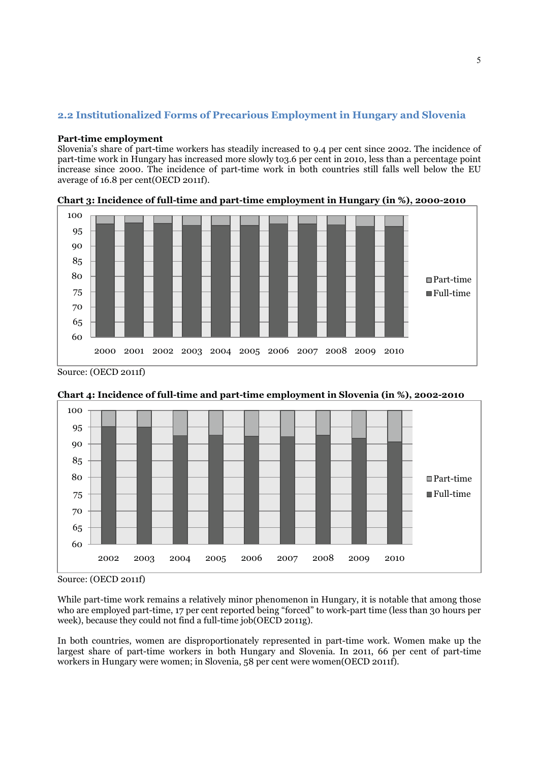## 2.2 Institutionalized Forms of Precarious Employment in Hungary and Slovenia

**Part-time employment**

Slovenia's share of part-time workers has steadily increased to 9.4 per cent since 2002. The incidence of part-time work in Hungary has increased more slowly to3.6 per cent in 2010, less than a percentage point increase since 2000. The incidence of part-time work in both countries still falls well below the EU average of 16.8 per cent(OECD 2011f).

**Chart 3: Incidence of full-time and part-time employment in Hungary (in %), 2000-2010**

100
95
90
85
80
75
70
65
60

2000 2001 2002 2003 2004 2005 2006 2007 2008 2009 2010

Part-time
Full-time

Source: (OECD 2011f)

**Chart 4: Incidence of full-time and part-time employment in Slovenia (in %), 2002-2010**

100
95
90
85
80
75
70
65
60

2002 2003 2004 2005 2006 2007 2008 2009 2010

Part-time
Full-time

Source: (OECD 2011f)

While part-time work remains a relatively minor phenomenon in Hungary, it is notable that among those who are employed part-time, 17 per cent reported being "forced" to work-part time (less than 30 hours per week), because they could not find a full-time job(OECD 2011g).

In both countries, women are disproportionately represented in part-time work. Women make up the largest share of part-time workers in both Hungary and Slovenia. In 2011, 66 per cent of part-time workers in Hungary were women; in Slovenia, 58 per cent were women(OECD 2011f).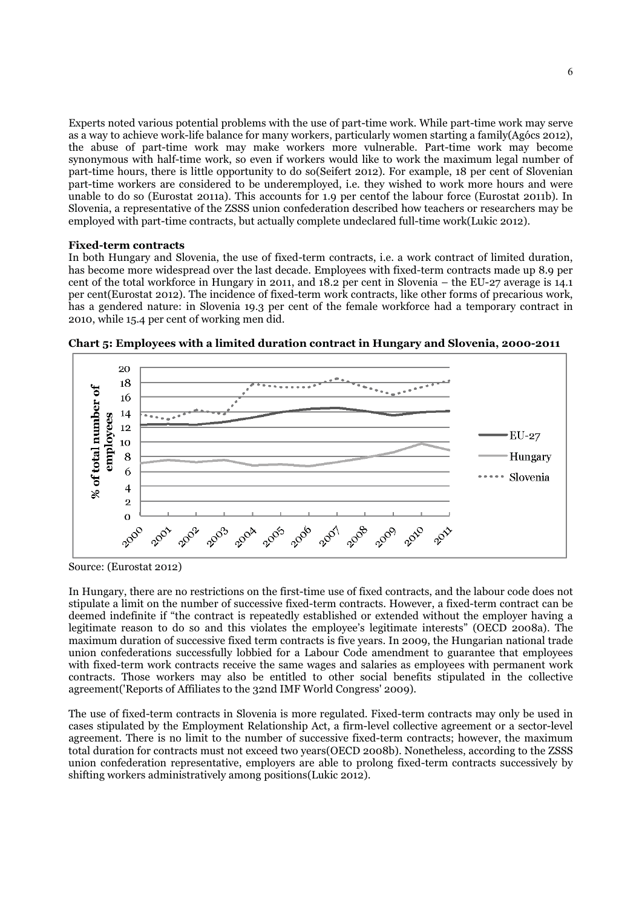Experts noted various potential problems with the use of part-time work. While part-time work may serve as a way to achieve work-life balance for many workers, particularly women starting a family(Agócs 2012), the abuse of part-time work may make workers more vulnerable. Part-time work may become synonymous with half-time work, so even if workers would like to work the maximum legal number of part-time hours, there is little opportunity to do so(Seifert 2012). For example, 18 per cent of Slovenian part-time workers are considered to be underemployed, i.e. they wished to work more hours and were unable to do so (Eurostat 2011a). This accounts for 1.9 per centof the labour force (Eurostat 2011b). In Slovenia, a representative of the ZSSS union confederation described how teachers or researchers may be employed with part-time contracts, but actually complete undeclared full-time work(Lukic 2012).

**Fixed-term contracts**

In both Hungary and Slovenia, the use of fixed-term contracts, i.e. a work contract of limited duration, has become more widespread over the last decade. Employees with fixed-term contracts made up 8.9 per cent of the total workforce in Hungary in 2011, and 18.2 per cent in Slovenia – the EU-27 average is 14.1 per cent(Eurostat 2012). The incidence of fixed-term work contracts, like other forms of precarious work, has a gendered nature: in Slovenia 19.3 per cent of the female workforce had a temporary contract in 2010, while 15.4 per cent of working men did.

**Chart 5: Employees with a limited duration contract in Hungary and Slovenia, 2000-2011**

% of total number of employees

0
2
4
6
8
10
12
14
16
18
20

2000 2001 2002 2003 2004 2005 2006 2007 2008 2009 2010 2011

EU-27
Hungary
Slovenia

Source: (Eurostat 2012)

In Hungary, there are no restrictions on the first-time use of fixed contracts, and the labour code does not stipulate a limit on the number of successive fixed-term contracts. However, a fixed-term contract can be deemed indefinite if "the contract is repeatedly established or extended without the employer having a legitimate reason to do so and this violates the employee's legitimate interests" (OECD 2008a). The maximum duration of successive fixed term contracts is five years. In 2009, the Hungarian national trade union confederations successfully lobbied for a Labour Code amendment to guarantee that employees with fixed-term work contracts receive the same wages and salaries as employees with permanent work contracts. Those workers may also be entitled to other social benefits stipulated in the collective agreement('Reports of Affiliates to the 32nd IMF World Congress' 2009).

The use of fixed-term contracts in Slovenia is more regulated. Fixed-term contracts may only be used in cases stipulated by the Employment Relationship Act, a firm-level collective agreement or a sector-level agreement. There is no limit to the number of successive fixed-term contracts; however, the maximum total duration for contracts must not exceed two years(OECD 2008b). Nonetheless, according to the ZSSS union confederation representative, employers are able to prolong fixed-term contracts successively by shifting workers administratively among positions(Lukic 2012).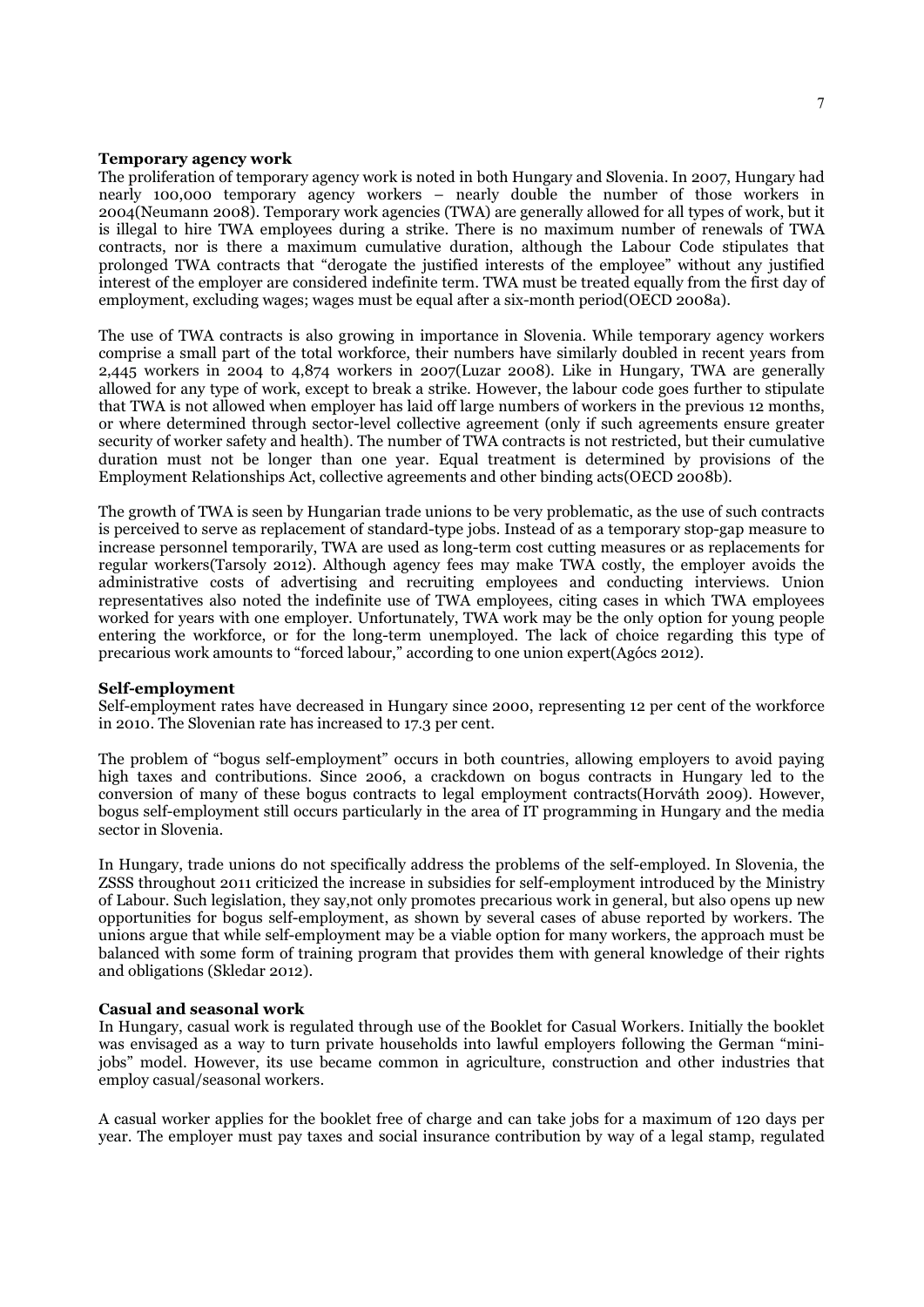**Temporary agency work**

The proliferation of temporary agency work is noted in both Hungary and Slovenia. In 2007, Hungary had nearly 100,000 temporary agency workers – nearly double the number of those workers in 2004(Neumann 2008). Temporary work agencies (TWA) are generally allowed for all types of work, but it is illegal to hire TWA employees during a strike. There is no maximum number of renewals of TWA contracts, nor is there a maximum cumulative duration, although the Labour Code stipulates that prolonged TWA contracts that "derogate the justified interests of the employee" without any justified interest of the employer are considered indefinite term. TWA must be treated equally from the first day of employment, excluding wages; wages must be equal after a six-month period(OECD 2008a).

The use of TWA contracts is also growing in importance in Slovenia. While temporary agency workers comprise a small part of the total workforce, their numbers have similarly doubled in recent years from 2,445 workers in 2004 to 4,874 workers in 2007(Luzar 2008). Like in Hungary, TWA are generally allowed for any type of work, except to break a strike. However, the labour code goes further to stipulate that TWA is not allowed when employer has laid off large numbers of workers in the previous 12 months, or where determined through sector-level collective agreement (only if such agreements ensure greater security of worker safety and health). The number of TWA contracts is not restricted, but their cumulative duration must not be longer than one year. Equal treatment is determined by provisions of the Employment Relationships Act, collective agreements and other binding acts(OECD 2008b).

The growth of TWA is seen by Hungarian trade unions to be very problematic, as the use of such contracts is perceived to serve as replacement of standard-type jobs. Instead of as a temporary stop-gap measure to increase personnel temporarily, TWA are used as long-term cost cutting measures or as replacements for regular workers(Tarsoly 2012). Although agency fees may make TWA costly, the employer avoids the administrative costs of advertising and recruiting employees and conducting interviews. Union representatives also noted the indefinite use of TWA employees, citing cases in which TWA employees worked for years with one employer. Unfortunately, TWA work may be the only option for young people entering the workforce, or for the long-term unemployed. The lack of choice regarding this type of precarious work amounts to "forced labour," according to one union expert(Agócs 2012).

**Self-employment**

Self-employment rates have decreased in Hungary since 2000, representing 12 per cent of the workforce in 2010. The Slovenian rate has increased to 17.3 per cent.

The problem of "bogus self-employment" occurs in both countries, allowing employers to avoid paying high taxes and contributions. Since 2006, a crackdown on bogus contracts in Hungary led to the conversion of many of these bogus contracts to legal employment contracts(Horváth 2009). However, bogus self-employment still occurs particularly in the area of IT programming in Hungary and the media sector in Slovenia.

In Hungary, trade unions do not specifically address the problems of the self-employed. In Slovenia, the ZSSS throughout 2011 criticized the increase in subsidies for self-employment introduced by the Ministry of Labour. Such legislation, they say,not only promotes precarious work in general, but also opens up new opportunities for bogus self-employment, as shown by several cases of abuse reported by workers. The unions argue that while self-employment may be a viable option for many workers, the approach must be balanced with some form of training program that provides them with general knowledge of their rights and obligations (Skledar 2012).

**Casual and seasonal work**

In Hungary, casual work is regulated through use of the Booklet for Casual Workers. Initially the booklet was envisaged as a way to turn private households into lawful employers following the German "mini-jobs" model. However, its use became common in agriculture, construction and other industries that employ casual/seasonal workers.

A casual worker applies for the booklet free of charge and can take jobs for a maximum of 120 days per year. The employer must pay taxes and social insurance contribution by way of a legal stamp, regulated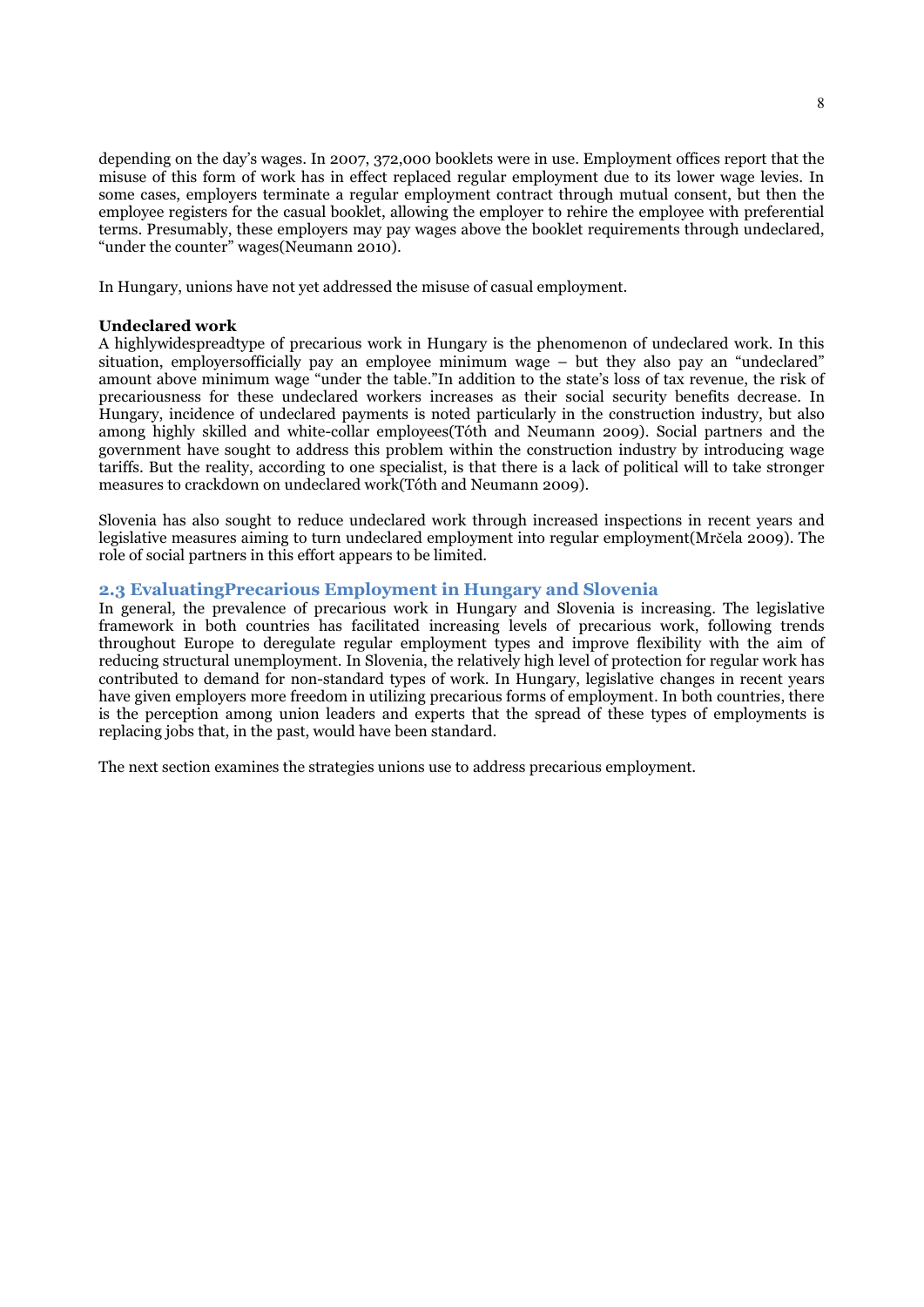depending on the day's wages. In 2007, 372,000 booklets were in use. Employment offices report that the misuse of this form of work has in effect replaced regular employment due to its lower wage levies. In some cases, employers terminate a regular employment contract through mutual consent, but then the employee registers for the casual booklet, allowing the employer to rehire the employee with preferential terms. Presumably, these employers may pay wages above the booklet requirements through undeclared, "under the counter" wages(Neumann 2010).

In Hungary, unions have not yet addressed the misuse of casual employment.

**Undeclared work**

A highlywidespreadtype of precarious work in Hungary is the phenomenon of undeclared work. In this situation, employersofficially pay an employee minimum wage – but they also pay an "undeclared" amount above minimum wage "under the table."In addition to the state's loss of tax revenue, the risk of precariousness for these undeclared workers increases as their social security benefits decrease. In Hungary, incidence of undeclared payments is noted particularly in the construction industry, but also among highly skilled and white-collar employees(Tóth and Neumann 2009). Social partners and the government have sought to address this problem within the construction industry by introducing wage tariffs. But the reality, according to one specialist, is that there is a lack of political will to take stronger measures to crackdown on undeclared work(Tóth and Neumann 2009).

Slovenia has also sought to reduce undeclared work through increased inspections in recent years and legislative measures aiming to turn undeclared employment into regular employment(Mrčela 2009). The role of social partners in this effort appears to be limited.

## 2.3 EvaluatingPrecarious Employment in Hungary and Slovenia

In general, the prevalence of precarious work in Hungary and Slovenia is increasing. The legislative framework in both countries has facilitated increasing levels of precarious work, following trends throughout Europe to deregulate regular employment types and improve flexibility with the aim of reducing structural unemployment. In Slovenia, the relatively high level of protection for regular work has contributed to demand for non-standard types of work. In Hungary, legislative changes in recent years have given employers more freedom in utilizing precarious forms of employment. In both countries, there is the perception among union leaders and experts that the spread of these types of employments is replacing jobs that, in the past, would have been standard.

The next section examines the strategies unions use to address precarious employment.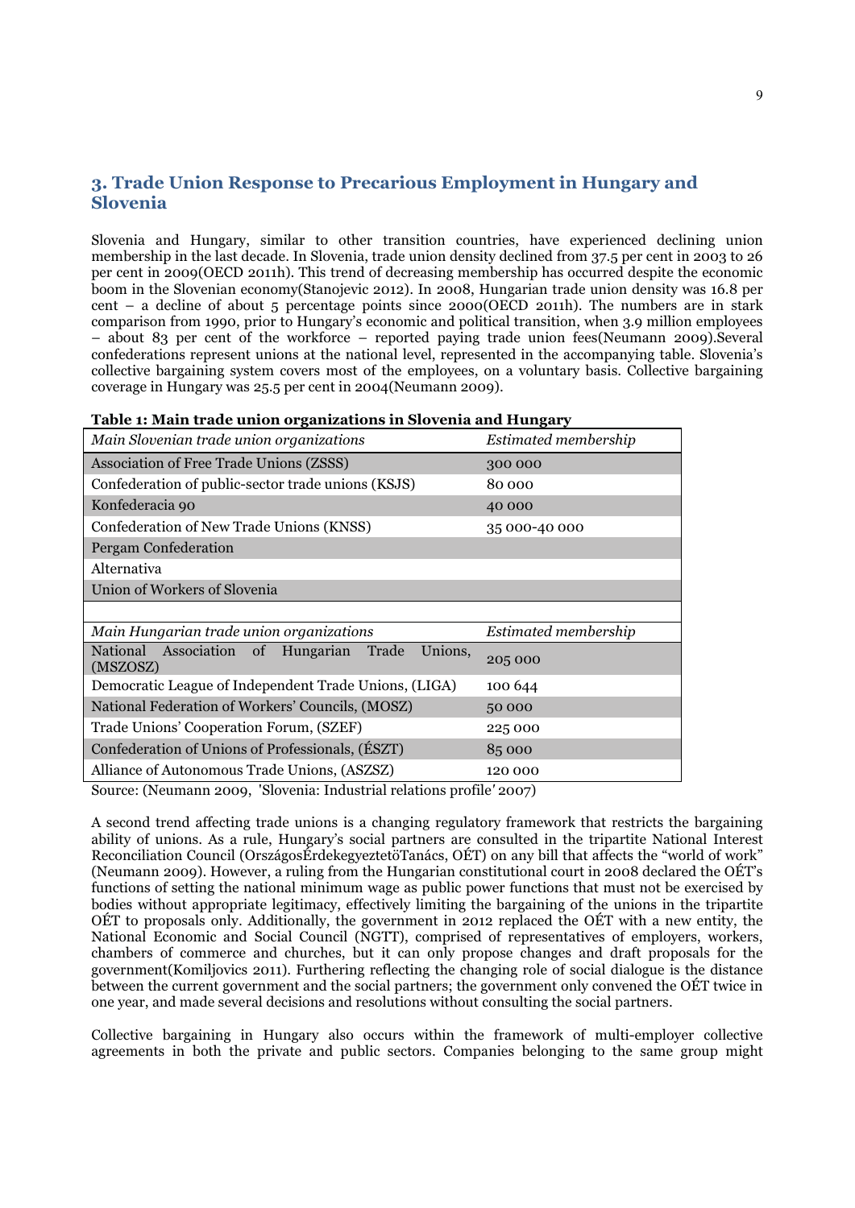## 3. Trade Union Response to Precarious Employment in Hungary and Slovenia

Slovenia and Hungary, similar to other transition countries, have experienced declining union membership in the last decade. In Slovenia, trade union density declined from 37.5 per cent in 2003 to 26 per cent in 2009(OECD 2011h). This trend of decreasing membership has occurred despite the economic boom in the Slovenian economy(Stanojevic 2012). In 2008, Hungarian trade union density was 16.8 per cent – a decline of about 5 percentage points since 2000(OECD 2011h). The numbers are in stark comparison from 1990, prior to Hungary's economic and political transition, when 3.9 million employees – about 83 per cent of the workforce – reported paying trade union fees(Neumann 2009).Several confederations represent unions at the national level, represented in the accompanying table. Slovenia's collective bargaining system covers most of the employees, on a voluntary basis. Collective bargaining coverage in Hungary was 25.5 per cent in 2004(Neumann 2009).

**Table 1: Main trade union organizations in Slovenia and Hungary**

| *Main Slovenian trade union organizations* | *Estimated membership* |
|---|---|
| Association of Free Trade Unions (ZSSS) | 300 000 |
| Confederation of public-sector trade unions (KSJS) | 80 000 |
| Konfederacia 90 | 40 000 |
| Confederation of New Trade Unions (KNSS) | 35 000-40 000 |
| Pergam Confederation | |
| Alternativa | |
| Union of Workers of Slovenia | |
| | |
| *Main Hungarian trade union organizations* | *Estimated membership* |
| National Association of Hungarian Trade Unions, (MSZOSZ) | 205 000 |
| Democratic League of Independent Trade Unions, (LIGA) | 100 644 |
| National Federation of Workers' Councils, (MOSZ) | 50 000 |
| Trade Unions' Cooperation Forum, (SZEF) | 225 000 |
| Confederation of Unions of Professionals, (ÉSZT) | 85 000 |
| Alliance of Autonomous Trade Unions, (ASZSZ) | 120 000 |

Source: (Neumann 2009, 'Slovenia: Industrial relations profile' 2007)

A second trend affecting trade unions is a changing regulatory framework that restricts the bargaining ability of unions. As a rule, Hungary's social partners are consulted in the tripartite National Interest Reconciliation Council (OrszágosÉrdekegyeztetöTanács, OÉT) on any bill that affects the "world of work" (Neumann 2009). However, a ruling from the Hungarian constitutional court in 2008 declared the OÉT's functions of setting the national minimum wage as public power functions that must not be exercised by bodies without appropriate legitimacy, effectively limiting the bargaining of the unions in the tripartite OÉT to proposals only. Additionally, the government in 2012 replaced the OÉT with a new entity, the National Economic and Social Council (NGTT), comprised of representatives of employers, workers, chambers of commerce and churches, but it can only propose changes and draft proposals for the government(Komiljovics 2011). Furthering reflecting the changing role of social dialogue is the distance between the current government and the social partners; the government only convened the OÉT twice in one year, and made several decisions and resolutions without consulting the social partners.

Collective bargaining in Hungary also occurs within the framework of multi-employer collective agreements in both the private and public sectors. Companies belonging to the same group might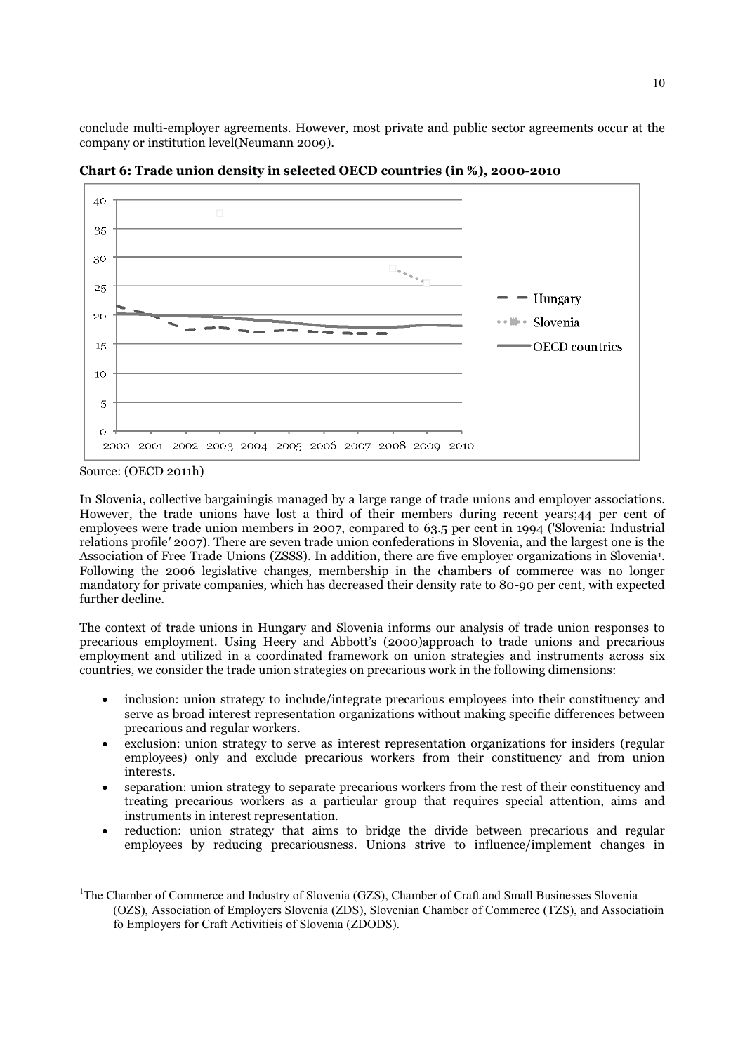conclude multi-employer agreements. However, most private and public sector agreements occur at the company or institution level(Neumann 2009).

**Chart 6: Trade union density in selected OECD countries (in %), 2000-2010**

40
35
30
25
20
15
10
5
0
2000 2001 2002 2003 2004 2005 2006 2007 2008 2009 2010

Hungary
Slovenia
OECD countries

Source: (OECD 2011h)

In Slovenia, collective bargainingis managed by a large range of trade unions and employer associations. However, the trade unions have lost a third of their members during recent years;44 per cent of employees were trade union members in 2007, compared to 63.5 per cent in 1994 ('Slovenia: Industrial relations profile' 2007). There are seven trade union confederations in Slovenia, and the largest one is the Association of Free Trade Unions (ZSSS). In addition, there are five employer organizations in Slovenia[1]. Following the 2006 legislative changes, membership in the chambers of commerce was no longer mandatory for private companies, which has decreased their density rate to 80-90 per cent, with expected further decline.

The context of trade unions in Hungary and Slovenia informs our analysis of trade union responses to precarious employment. Using Heery and Abbott's (2000)approach to trade unions and precarious employment and utilized in a coordinated framework on union strategies and instruments across six countries, we consider the trade union strategies on precarious work in the following dimensions:

- inclusion: union strategy to include/integrate precarious employees into their constituency and serve as broad interest representation organizations without making specific differences between precarious and regular workers.
- exclusion: union strategy to serve as interest representation organizations for insiders (regular employees) only and exclude precarious workers from their constituency and from union interests.
- separation: union strategy to separate precarious workers from the rest of their constituency and treating precarious workers as a particular group that requires special attention, aims and instruments in interest representation.
- reduction: union strategy that aims to bridge the divide between precarious and regular employees by reducing precariousness. Unions strive to influence/implement changes in

[1] The Chamber of Commerce and Industry of Slovenia (GZS), Chamber of Craft and Small Businesses Slovenia (OZS), Association of Employers Slovenia (ZDS), Slovenian Chamber of Commerce (TZS), and Associatioin fo Employers for Craft Activitieis of Slovenia (ZDODS).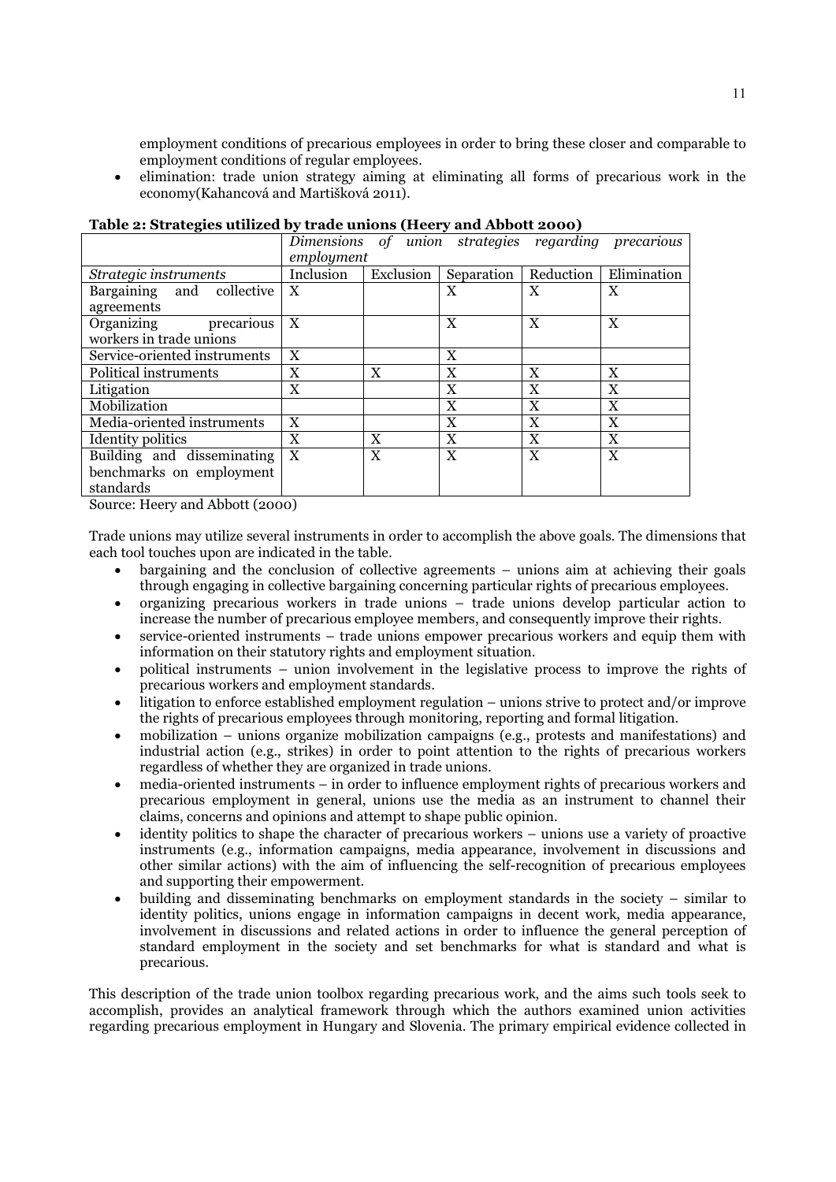employment conditions of precarious employees in order to bring these closer and comparable to employment conditions of regular employees.

- elimination: trade union strategy aiming at eliminating all forms of precarious work in the economy(Kahancová and Martišková 2011).

**Table 2: Strategies utilized by trade unions (Heery and Abbott 2000)**

| | *Dimensions of union strategies regarding precarious employment* | | | | |
|---|---|---|---|---|---|
| *Strategic instruments* | Inclusion | Exclusion | Separation | Reduction | Elimination |
| Bargaining and collective agreements | X | | X | X | X |
| Organizing precarious workers in trade unions | X | | X | X | X |
| Service-oriented instruments | X | | X | | |
| Political instruments | X | X | X | X | X |
| Litigation | X | | X | X | X |
| Mobilization | | | X | X | X |
| Media-oriented instruments | X | | X | X | X |
| Identity politics | X | X | X | X | X |
| Building and disseminating benchmarks on employment standards | X | X | X | X | X |

Source: Heery and Abbott (2000)

Trade unions may utilize several instruments in order to accomplish the above goals. The dimensions that each tool touches upon are indicated in the table.

- bargaining and the conclusion of collective agreements – unions aim at achieving their goals through engaging in collective bargaining concerning particular rights of precarious employees.
- organizing precarious workers in trade unions – trade unions develop particular action to increase the number of precarious employee members, and consequently improve their rights.
- service-oriented instruments – trade unions empower precarious workers and equip them with information on their statutory rights and employment situation.
- political instruments – union involvement in the legislative process to improve the rights of precarious workers and employment standards.
- litigation to enforce established employment regulation – unions strive to protect and/or improve the rights of precarious employees through monitoring, reporting and formal litigation.
- mobilization – unions organize mobilization campaigns (e.g., protests and manifestations) and industrial action (e.g., strikes) in order to point attention to the rights of precarious workers regardless of whether they are organized in trade unions.
- media-oriented instruments – in order to influence employment rights of precarious workers and precarious employment in general, unions use the media as an instrument to channel their claims, concerns and opinions and attempt to shape public opinion.
- identity politics to shape the character of precarious workers – unions use a variety of proactive instruments (e.g., information campaigns, media appearance, involvement in discussions and other similar actions) with the aim of influencing the self-recognition of precarious employees and supporting their empowerment.
- building and disseminating benchmarks on employment standards in the society – similar to identity politics, unions engage in information campaigns in decent work, media appearance, involvement in discussions and related actions in order to influence the general perception of standard employment in the society and set benchmarks for what is standard and what is precarious.

This description of the trade union toolbox regarding precarious work, and the aims such tools seek to accomplish, provides an analytical framework through which the authors examined union activities regarding precarious employment in Hungary and Slovenia. The primary empirical evidence collected in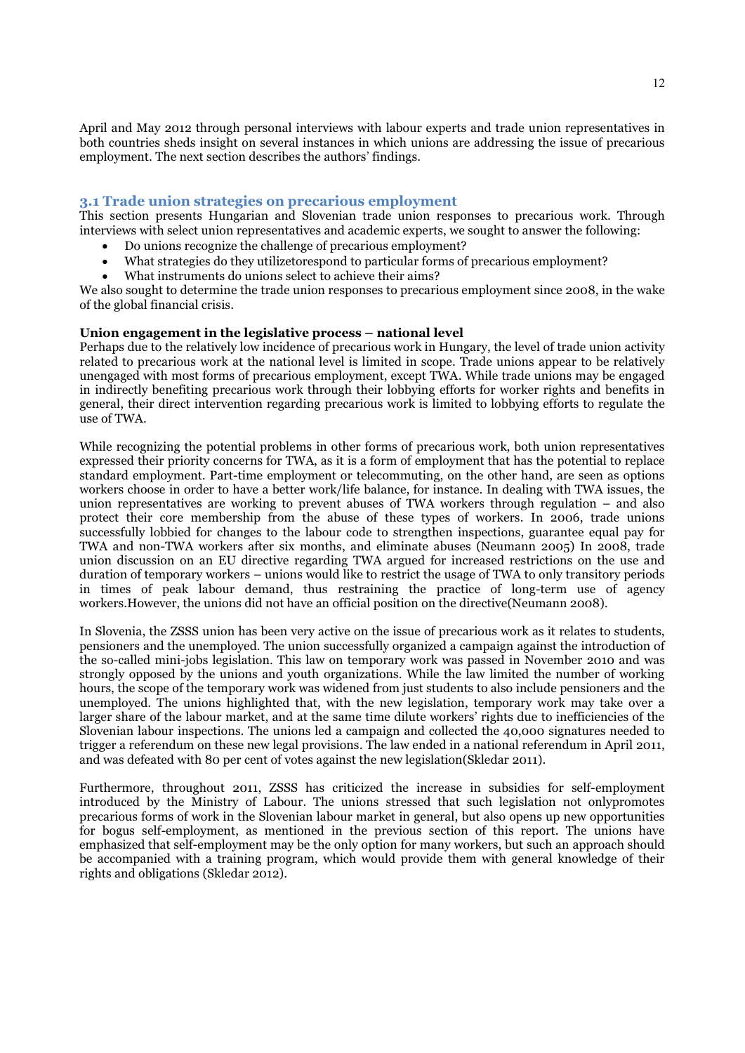April and May 2012 through personal interviews with labour experts and trade union representatives in both countries sheds insight on several instances in which unions are addressing the issue of precarious employment. The next section describes the authors' findings.

## 3.1 Trade union strategies on precarious employment

This section presents Hungarian and Slovenian trade union responses to precarious work. Through interviews with select union representatives and academic experts, we sought to answer the following:

- Do unions recognize the challenge of precarious employment?
- What strategies do they utilizetorespond to particular forms of precarious employment?
- What instruments do unions select to achieve their aims?

We also sought to determine the trade union responses to precarious employment since 2008, in the wake of the global financial crisis.

**Union engagement in the legislative process – national level**

Perhaps due to the relatively low incidence of precarious work in Hungary, the level of trade union activity related to precarious work at the national level is limited in scope. Trade unions appear to be relatively unengaged with most forms of precarious employment, except TWA. While trade unions may be engaged in indirectly benefiting precarious work through their lobbying efforts for worker rights and benefits in general, their direct intervention regarding precarious work is limited to lobbying efforts to regulate the use of TWA.

While recognizing the potential problems in other forms of precarious work, both union representatives expressed their priority concerns for TWA, as it is a form of employment that has the potential to replace standard employment. Part-time employment or telecommuting, on the other hand, are seen as options workers choose in order to have a better work/life balance, for instance. In dealing with TWA issues, the union representatives are working to prevent abuses of TWA workers through regulation – and also protect their core membership from the abuse of these types of workers. In 2006, trade unions successfully lobbied for changes to the labour code to strengthen inspections, guarantee equal pay for TWA and non-TWA workers after six months, and eliminate abuses (Neumann 2005) In 2008, trade union discussion on an EU directive regarding TWA argued for increased restrictions on the use and duration of temporary workers – unions would like to restrict the usage of TWA to only transitory periods in times of peak labour demand, thus restraining the practice of long-term use of agency workers.However, the unions did not have an official position on the directive(Neumann 2008).

In Slovenia, the ZSSS union has been very active on the issue of precarious work as it relates to students, pensioners and the unemployed. The union successfully organized a campaign against the introduction of the so-called mini-jobs legislation. This law on temporary work was passed in November 2010 and was strongly opposed by the unions and youth organizations. While the law limited the number of working hours, the scope of the temporary work was widened from just students to also include pensioners and the unemployed. The unions highlighted that, with the new legislation, temporary work may take over a larger share of the labour market, and at the same time dilute workers' rights due to inefficiencies of the Slovenian labour inspections. The unions led a campaign and collected the 40,000 signatures needed to trigger a referendum on these new legal provisions. The law ended in a national referendum in April 2011, and was defeated with 80 per cent of votes against the new legislation(Skledar 2011).

Furthermore, throughout 2011, ZSSS has criticized the increase in subsidies for self-employment introduced by the Ministry of Labour. The unions stressed that such legislation not onlypromotes precarious forms of work in the Slovenian labour market in general, but also opens up new opportunities for bogus self-employment, as mentioned in the previous section of this report. The unions have emphasized that self-employment may be the only option for many workers, but such an approach should be accompanied with a training program, which would provide them with general knowledge of their rights and obligations (Skledar 2012).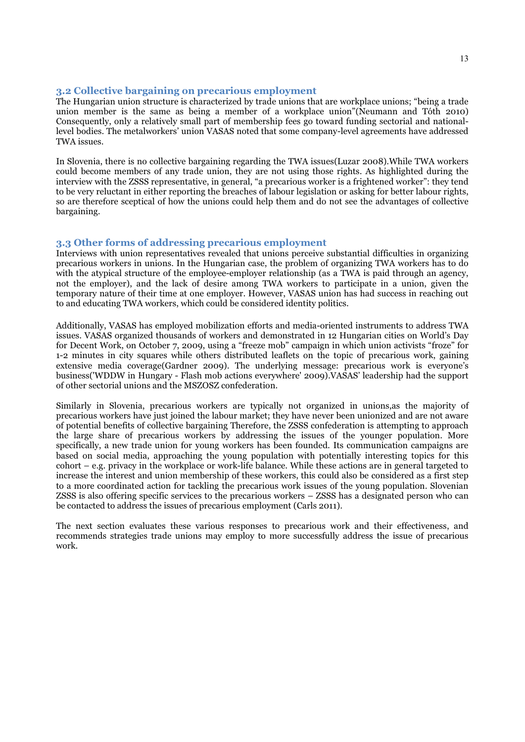### 3.2 Collective bargaining on precarious employment

The Hungarian union structure is characterized by trade unions that are workplace unions; "being a trade union member is the same as being a member of a workplace union"(Neumann and Tóth 2010) Consequently, only a relatively small part of membership fees go toward funding sectorial and national-level bodies. The metalworkers' union VASAS noted that some company-level agreements have addressed TWA issues.

In Slovenia, there is no collective bargaining regarding the TWA issues(Luzar 2008).While TWA workers could become members of any trade union, they are not using those rights. As highlighted during the interview with the ZSSS representative, in general, "a precarious worker is a frightened worker": they tend to be very reluctant in either reporting the breaches of labour legislation or asking for better labour rights, so are therefore sceptical of how the unions could help them and do not see the advantages of collective bargaining.

### 3.3 Other forms of addressing precarious employment

Interviews with union representatives revealed that unions perceive substantial difficulties in organizing precarious workers in unions. In the Hungarian case, the problem of organizing TWA workers has to do with the atypical structure of the employee-employer relationship (as a TWA is paid through an agency, not the employer), and the lack of desire among TWA workers to participate in a union, given the temporary nature of their time at one employer. However, VASAS union has had success in reaching out to and educating TWA workers, which could be considered identity politics.

Additionally, VASAS has employed mobilization efforts and media-oriented instruments to address TWA issues. VASAS organized thousands of workers and demonstrated in 12 Hungarian cities on World's Day for Decent Work, on October 7, 2009, using a "freeze mob" campaign in which union activists "froze" for 1-2 minutes in city squares while others distributed leaflets on the topic of precarious work, gaining extensive media coverage(Gardner 2009). The underlying message: precarious work is everyone's business('WDDW in Hungary - Flash mob actions everywhere' 2009).VASAS' leadership had the support of other sectorial unions and the MSZOSZ confederation.

Similarly in Slovenia, precarious workers are typically not organized in unions,as the majority of precarious workers have just joined the labour market; they have never been unionized and are not aware of potential benefits of collective bargaining Therefore, the ZSSS confederation is attempting to approach the large share of precarious workers by addressing the issues of the younger population. More specifically, a new trade union for young workers has been founded. Its communication campaigns are based on social media, approaching the young population with potentially interesting topics for this cohort – e.g. privacy in the workplace or work-life balance. While these actions are in general targeted to increase the interest and union membership of these workers, this could also be considered as a first step to a more coordinated action for tackling the precarious work issues of the young population. Slovenian ZSSS is also offering specific services to the precarious workers – ZSSS has a designated person who can be contacted to address the issues of precarious employment (Carls 2011).

The next section evaluates these various responses to precarious work and their effectiveness, and recommends strategies trade unions may employ to more successfully address the issue of precarious work.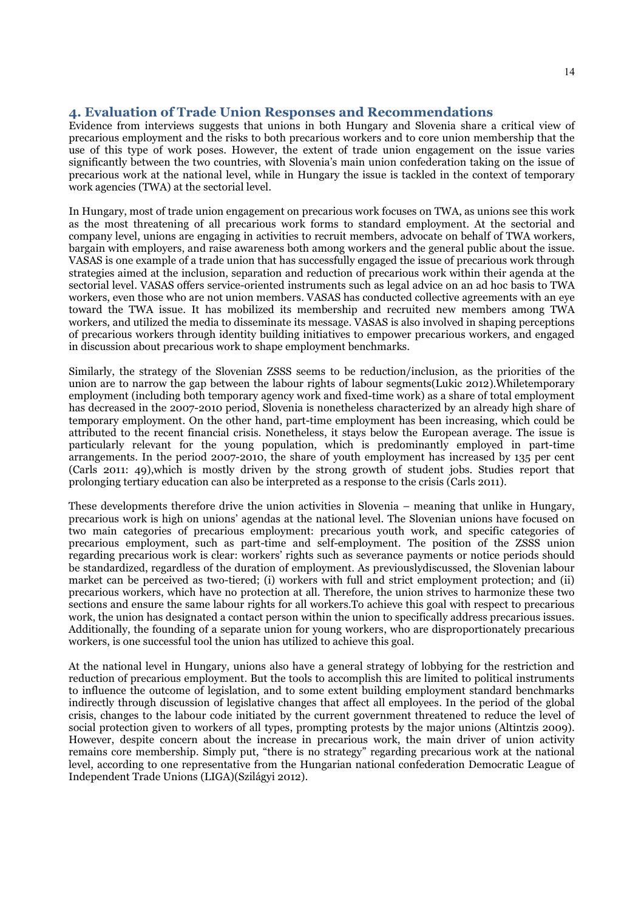## 4. Evaluation of Trade Union Responses and Recommendations

Evidence from interviews suggests that unions in both Hungary and Slovenia share a critical view of precarious employment and the risks to both precarious workers and to core union membership that the use of this type of work poses. However, the extent of trade union engagement on the issue varies significantly between the two countries, with Slovenia's main union confederation taking on the issue of precarious work at the national level, while in Hungary the issue is tackled in the context of temporary work agencies (TWA) at the sectorial level.

In Hungary, most of trade union engagement on precarious work focuses on TWA, as unions see this work as the most threatening of all precarious work forms to standard employment. At the sectorial and company level, unions are engaging in activities to recruit members, advocate on behalf of TWA workers, bargain with employers, and raise awareness both among workers and the general public about the issue. VASAS is one example of a trade union that has successfully engaged the issue of precarious work through strategies aimed at the inclusion, separation and reduction of precarious work within their agenda at the sectorial level. VASAS offers service-oriented instruments such as legal advice on an ad hoc basis to TWA workers, even those who are not union members. VASAS has conducted collective agreements with an eye toward the TWA issue. It has mobilized its membership and recruited new members among TWA workers, and utilized the media to disseminate its message. VASAS is also involved in shaping perceptions of precarious workers through identity building initiatives to empower precarious workers, and engaged in discussion about precarious work to shape employment benchmarks.

Similarly, the strategy of the Slovenian ZSSS seems to be reduction/inclusion, as the priorities of the union are to narrow the gap between the labour rights of labour segments(Lukic 2012).Whiletemporary employment (including both temporary agency work and fixed-time work) as a share of total employment has decreased in the 2007-2010 period, Slovenia is nonetheless characterized by an already high share of temporary employment. On the other hand, part-time employment has been increasing, which could be attributed to the recent financial crisis. Nonetheless, it stays below the European average. The issue is particularly relevant for the young population, which is predominantly employed in part-time arrangements. In the period 2007-2010, the share of youth employment has increased by 135 per cent (Carls 2011: 49),which is mostly driven by the strong growth of student jobs. Studies report that prolonging tertiary education can also be interpreted as a response to the crisis (Carls 2011).

These developments therefore drive the union activities in Slovenia – meaning that unlike in Hungary, precarious work is high on unions' agendas at the national level. The Slovenian unions have focused on two main categories of precarious employment: precarious youth work, and specific categories of precarious employment, such as part-time and self-employment. The position of the ZSSS union regarding precarious work is clear: workers' rights such as severance payments or notice periods should be standardized, regardless of the duration of employment. As previouslydiscussed, the Slovenian labour market can be perceived as two-tiered; (i) workers with full and strict employment protection; and (ii) precarious workers, which have no protection at all. Therefore, the union strives to harmonize these two sections and ensure the same labour rights for all workers.To achieve this goal with respect to precarious work, the union has designated a contact person within the union to specifically address precarious issues. Additionally, the founding of a separate union for young workers, who are disproportionately precarious workers, is one successful tool the union has utilized to achieve this goal.

At the national level in Hungary, unions also have a general strategy of lobbying for the restriction and reduction of precarious employment. But the tools to accomplish this are limited to political instruments to influence the outcome of legislation, and to some extent building employment standard benchmarks indirectly through discussion of legislative changes that affect all employees. In the period of the global crisis, changes to the labour code initiated by the current government threatened to reduce the level of social protection given to workers of all types, prompting protests by the major unions (Altintzis 2009). However, despite concern about the increase in precarious work, the main driver of union activity remains core membership. Simply put, "there is no strategy" regarding precarious work at the national level, according to one representative from the Hungarian national confederation Democratic League of Independent Trade Unions (LIGA)(Szilágyi 2012).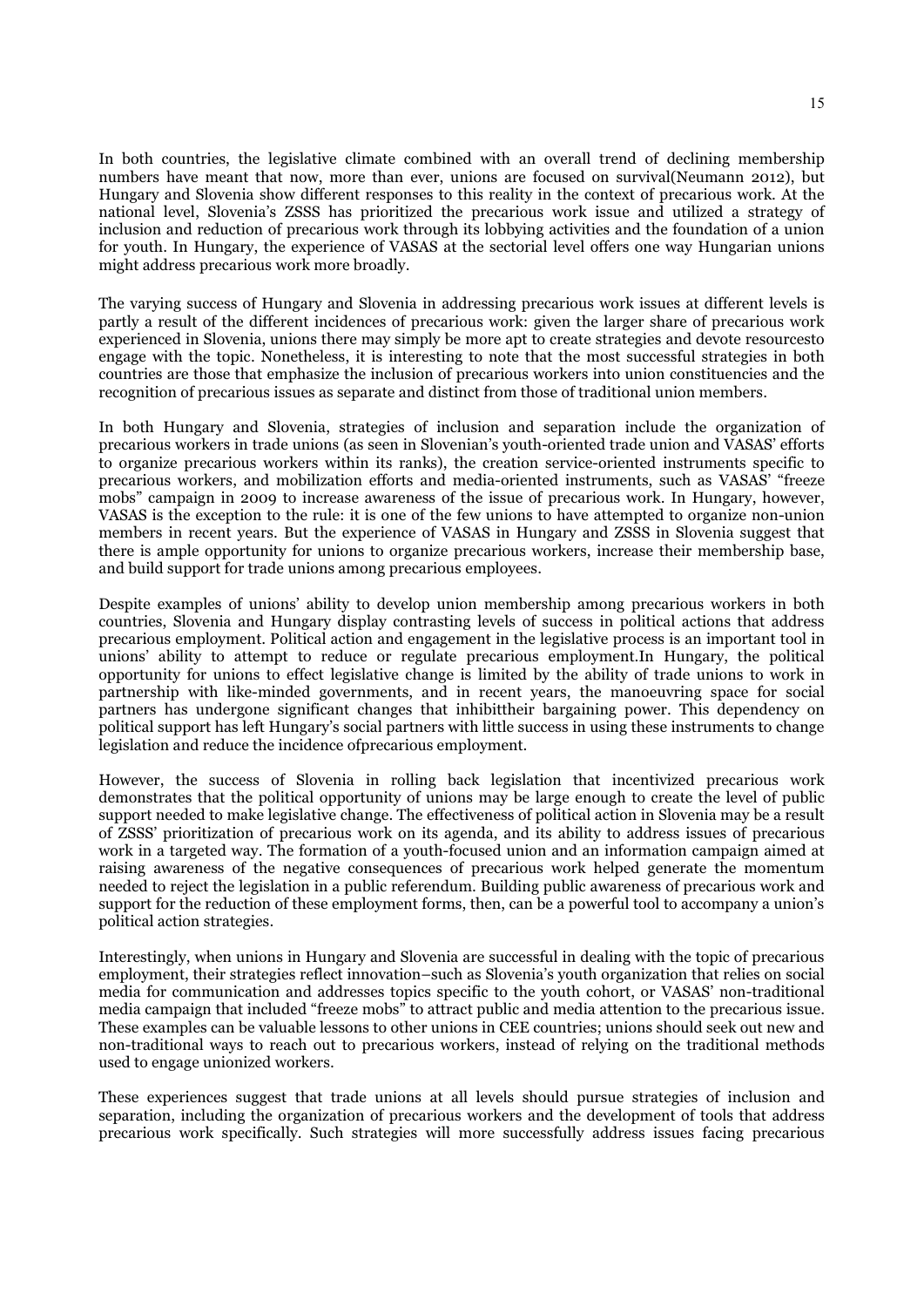In both countries, the legislative climate combined with an overall trend of declining membership numbers have meant that now, more than ever, unions are focused on survival(Neumann 2012), but Hungary and Slovenia show different responses to this reality in the context of precarious work. At the national level, Slovenia's ZSSS has prioritized the precarious work issue and utilized a strategy of inclusion and reduction of precarious work through its lobbying activities and the foundation of a union for youth. In Hungary, the experience of VASAS at the sectorial level offers one way Hungarian unions might address precarious work more broadly.

The varying success of Hungary and Slovenia in addressing precarious work issues at different levels is partly a result of the different incidences of precarious work: given the larger share of precarious work experienced in Slovenia, unions there may simply be more apt to create strategies and devote resourcesto engage with the topic. Nonetheless, it is interesting to note that the most successful strategies in both countries are those that emphasize the inclusion of precarious workers into union constituencies and the recognition of precarious issues as separate and distinct from those of traditional union members.

In both Hungary and Slovenia, strategies of inclusion and separation include the organization of precarious workers in trade unions (as seen in Slovenian's youth-oriented trade union and VASAS' efforts to organize precarious workers within its ranks), the creation service-oriented instruments specific to precarious workers, and mobilization efforts and media-oriented instruments, such as VASAS' "freeze mobs" campaign in 2009 to increase awareness of the issue of precarious work. In Hungary, however, VASAS is the exception to the rule: it is one of the few unions to have attempted to organize non-union members in recent years. But the experience of VASAS in Hungary and ZSSS in Slovenia suggest that there is ample opportunity for unions to organize precarious workers, increase their membership base, and build support for trade unions among precarious employees.

Despite examples of unions' ability to develop union membership among precarious workers in both countries, Slovenia and Hungary display contrasting levels of success in political actions that address precarious employment. Political action and engagement in the legislative process is an important tool in unions' ability to attempt to reduce or regulate precarious employment.In Hungary, the political opportunity for unions to effect legislative change is limited by the ability of trade unions to work in partnership with like-minded governments, and in recent years, the manoeuvring space for social partners has undergone significant changes that inhibittheir bargaining power. This dependency on political support has left Hungary's social partners with little success in using these instruments to change legislation and reduce the incidence ofprecarious employment.

However, the success of Slovenia in rolling back legislation that incentivized precarious work demonstrates that the political opportunity of unions may be large enough to create the level of public support needed to make legislative change. The effectiveness of political action in Slovenia may be a result of ZSSS' prioritization of precarious work on its agenda, and its ability to address issues of precarious work in a targeted way. The formation of a youth-focused union and an information campaign aimed at raising awareness of the negative consequences of precarious work helped generate the momentum needed to reject the legislation in a public referendum. Building public awareness of precarious work and support for the reduction of these employment forms, then, can be a powerful tool to accompany a union's political action strategies.

Interestingly, when unions in Hungary and Slovenia are successful in dealing with the topic of precarious employment, their strategies reflect innovation–such as Slovenia's youth organization that relies on social media for communication and addresses topics specific to the youth cohort, or VASAS' non-traditional media campaign that included "freeze mobs" to attract public and media attention to the precarious issue. These examples can be valuable lessons to other unions in CEE countries; unions should seek out new and non-traditional ways to reach out to precarious workers, instead of relying on the traditional methods used to engage unionized workers.

These experiences suggest that trade unions at all levels should pursue strategies of inclusion and separation, including the organization of precarious workers and the development of tools that address precarious work specifically. Such strategies will more successfully address issues facing precarious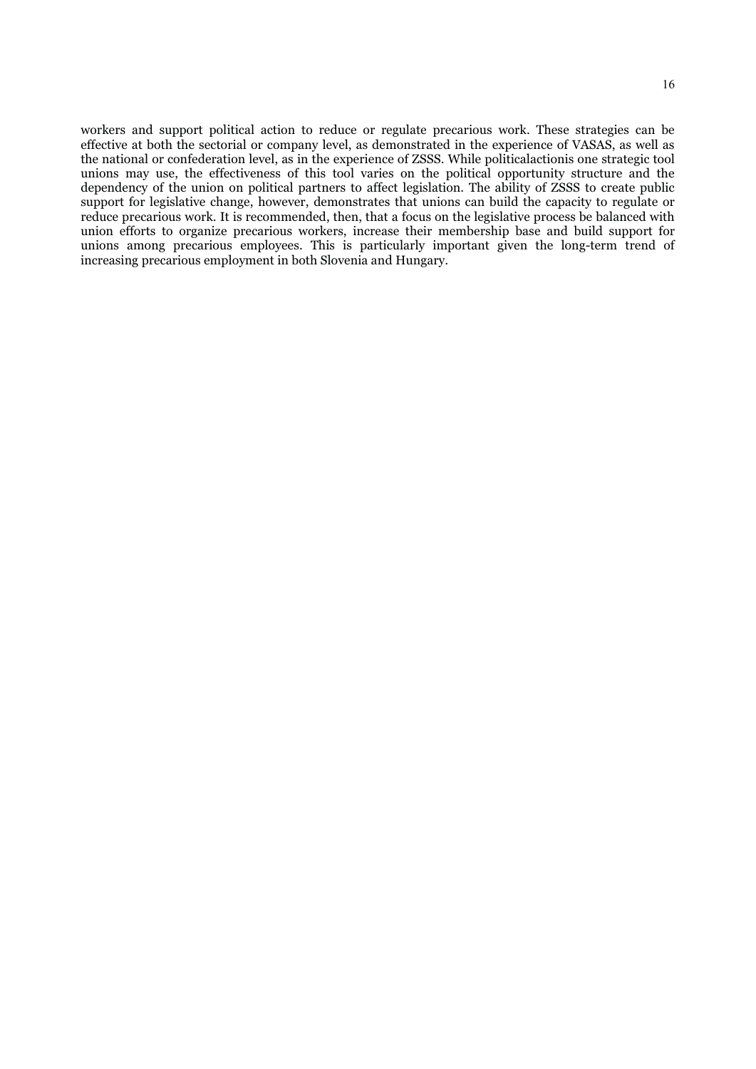workers and support political action to reduce or regulate precarious work. These strategies can be effective at both the sectorial or company level, as demonstrated in the experience of VASAS, as well as the national or confederation level, as in the experience of ZSSS. While politicalactionis one strategic tool unions may use, the effectiveness of this tool varies on the political opportunity structure and the dependency of the union on political partners to affect legislation. The ability of ZSSS to create public support for legislative change, however, demonstrates that unions can build the capacity to regulate or reduce precarious work. It is recommended, then, that a focus on the legislative process be balanced with union efforts to organize precarious workers, increase their membership base and build support for unions among precarious employees. This is particularly important given the long-term trend of increasing precarious employment in both Slovenia and Hungary.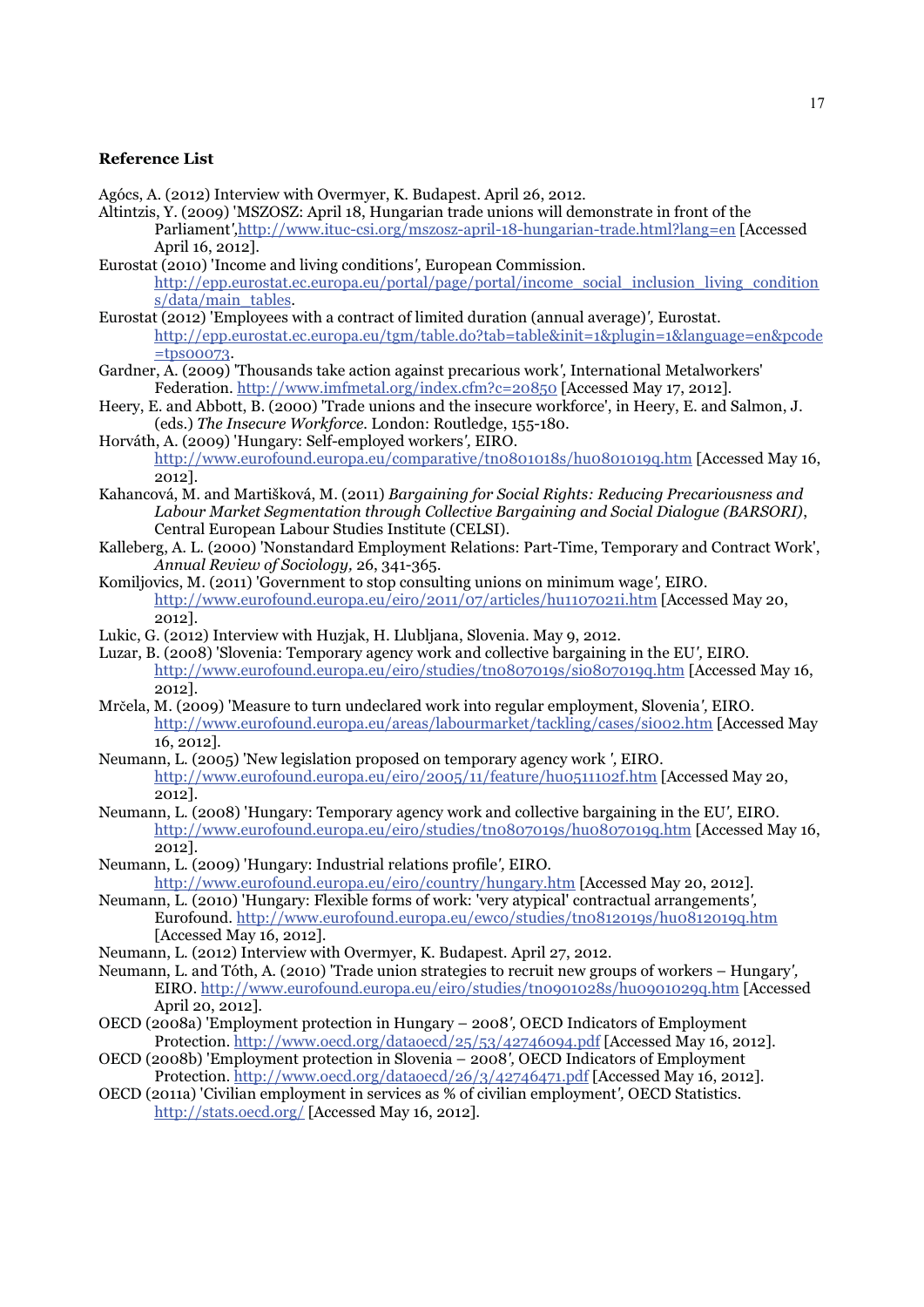**Reference List**

Agócs, A. (2012) Interview with Overmyer, K. Budapest. April 26, 2012.

Altintzis, Y. (2009) 'MSZOSZ: April 18, Hungarian trade unions will demonstrate in front of the Parliament',http://www.ituc-csi.org/mszosz-april-18-hungarian-trade.html?lang=en [Accessed April 16, 2012].

Eurostat (2010) 'Income and living conditions', European Commission. http://epp.eurostat.ec.europa.eu/portal/page/portal/income_social_inclusion_living_conditions/data/main_tables.

Eurostat (2012) 'Employees with a contract of limited duration (annual average)', Eurostat. http://epp.eurostat.ec.europa.eu/tgm/table.do?tab=table&init=1&plugin=1&language=en&pcode=tps00073.

Gardner, A. (2009) 'Thousands take action against precarious work', International Metalworkers' Federation. http://www.imfmetal.org/index.cfm?c=20850 [Accessed May 17, 2012].

Heery, E. and Abbott, B. (2000) 'Trade unions and the insecure workforce', in Heery, E. and Salmon, J. (eds.) *The Insecure Workforce*. London: Routledge, 155-180.

Horváth, A. (2009) 'Hungary: Self-employed workers', EIRO. http://www.eurofound.europa.eu/comparative/tn0801018s/hu0801019q.htm [Accessed May 16, 2012].

Kahancová, M. and Martišková, M. (2011) *Bargaining for Social Rights: Reducing Precariousness and Labour Market Segmentation through Collective Bargaining and Social Dialogue (BARSORI)*, Central European Labour Studies Institute (CELSI).

Kalleberg, A. L. (2000) 'Nonstandard Employment Relations: Part-Time, Temporary and Contract Work', *Annual Review of Sociology*, 26, 341-365.

Komiljovics, M. (2011) 'Government to stop consulting unions on minimum wage', EIRO. http://www.eurofound.europa.eu/eiro/2011/07/articles/hu1107021i.htm [Accessed May 20, 2012].

Lukic, G. (2012) Interview with Huzjak, H. Llubljana, Slovenia. May 9, 2012.

Luzar, B. (2008) 'Slovenia: Temporary agency work and collective bargaining in the EU', EIRO. http://www.eurofound.europa.eu/eiro/studies/tn0807019s/si0807019q.htm [Accessed May 16, 2012].

Mrčela, M. (2009) 'Measure to turn undeclared work into regular employment, Slovenia', EIRO. http://www.eurofound.europa.eu/areas/labourmarket/tackling/cases/si002.htm [Accessed May 16, 2012].

Neumann, L. (2005) 'New legislation proposed on temporary agency work ', EIRO. http://www.eurofound.europa.eu/eiro/2005/11/feature/hu0511102f.htm [Accessed May 20, 2012].

Neumann, L. (2008) 'Hungary: Temporary agency work and collective bargaining in the EU', EIRO. http://www.eurofound.europa.eu/eiro/studies/tn0807019s/hu0807019q.htm [Accessed May 16, 2012].

Neumann, L. (2009) 'Hungary: Industrial relations profile', EIRO. http://www.eurofound.europa.eu/eiro/country/hungary.htm [Accessed May 20, 2012].

Neumann, L. (2010) 'Hungary: Flexible forms of work: 'very atypical' contractual arrangements', Eurofound. http://www.eurofound.europa.eu/ewco/studies/tn0812019s/hu0812019q.htm [Accessed May 16, 2012].

Neumann, L. (2012) Interview with Overmyer, K. Budapest. April 27, 2012.

Neumann, L. and Tóth, A. (2010) 'Trade union strategies to recruit new groups of workers – Hungary', EIRO. http://www.eurofound.europa.eu/eiro/studies/tn0901028s/hu0901029q.htm [Accessed April 20, 2012].

OECD (2008a) 'Employment protection in Hungary – 2008', OECD Indicators of Employment Protection. http://www.oecd.org/dataoecd/25/53/42746094.pdf [Accessed May 16, 2012].

OECD (2008b) 'Employment protection in Slovenia – 2008', OECD Indicators of Employment Protection. http://www.oecd.org/dataoecd/26/3/42746471.pdf [Accessed May 16, 2012].

OECD (2011a) 'Civilian employment in services as % of civilian employment', OECD Statistics. http://stats.oecd.org/ [Accessed May 16, 2012].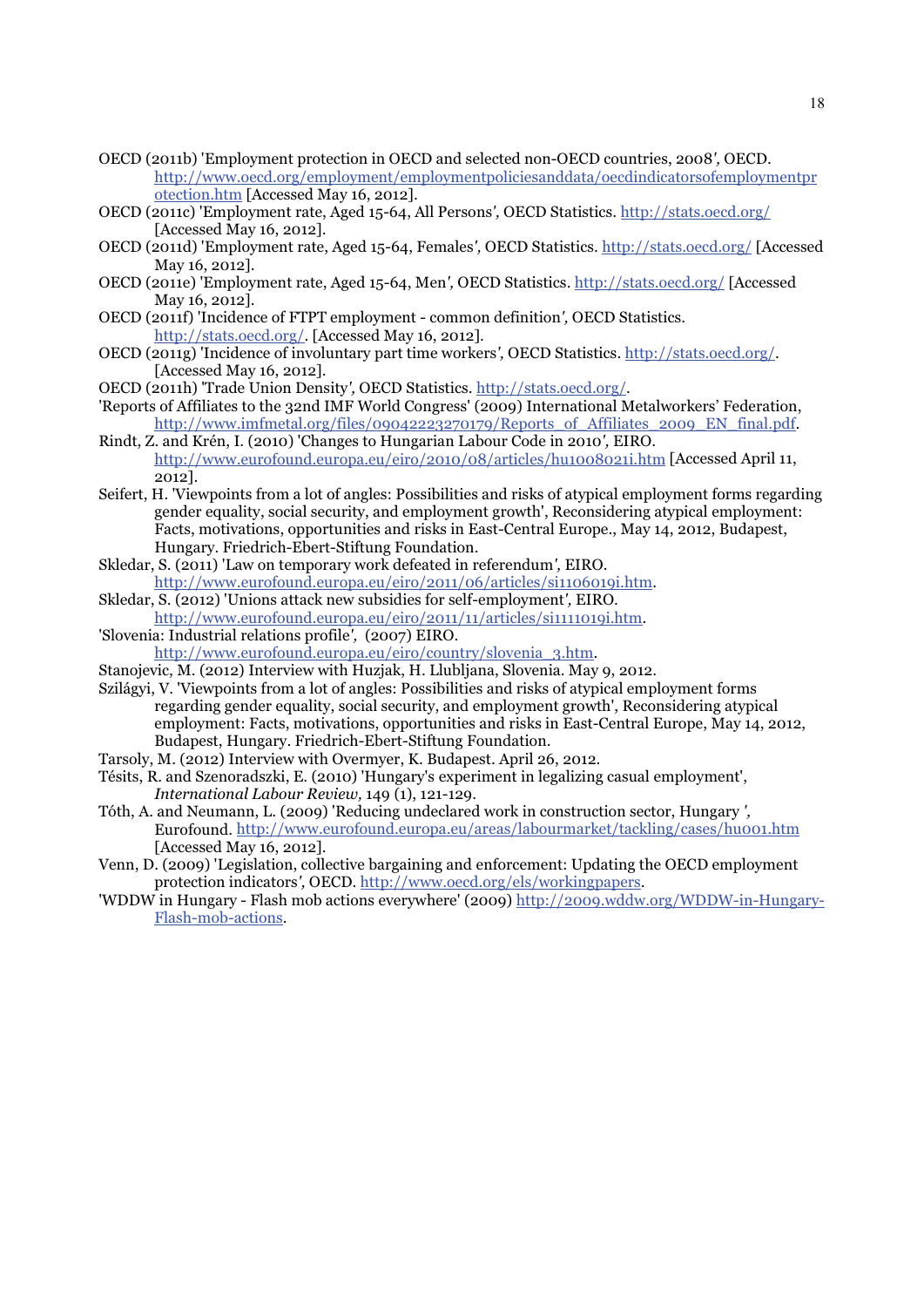OECD (2011b) 'Employment protection in OECD and selected non-OECD countries, 2008', OECD. http://www.oecd.org/employment/employmentpoliciesanddata/oecdindicatorsofemploymentprotection.htm [Accessed May 16, 2012].

OECD (2011c) 'Employment rate, Aged 15-64, All Persons', OECD Statistics. http://stats.oecd.org/ [Accessed May 16, 2012].

OECD (2011d) 'Employment rate, Aged 15-64, Females', OECD Statistics. http://stats.oecd.org/ [Accessed May 16, 2012].

OECD (2011e) 'Employment rate, Aged 15-64, Men', OECD Statistics. http://stats.oecd.org/ [Accessed May 16, 2012].

OECD (2011f) 'Incidence of FTPT employment - common definition', OECD Statistics. http://stats.oecd.org/. [Accessed May 16, 2012].

OECD (2011g) 'Incidence of involuntary part time workers', OECD Statistics. http://stats.oecd.org/. [Accessed May 16, 2012].

OECD (2011h) 'Trade Union Density', OECD Statistics. http://stats.oecd.org/.

'Reports of Affiliates to the 32nd IMF World Congress' (2009) International Metalworkers' Federation, http://www.imfmetal.org/files/09042223270179/Reports_of_Affiliates_2009_EN_final.pdf.

Rindt, Z. and Krén, I. (2010) 'Changes to Hungarian Labour Code in 2010', EIRO. http://www.eurofound.europa.eu/eiro/2010/08/articles/hu1008021i.htm [Accessed April 11, 2012].

Seifert, H. 'Viewpoints from a lot of angles: Possibilities and risks of atypical employment forms regarding gender equality, social security, and employment growth', Reconsidering atypical employment: Facts, motivations, opportunities and risks in East-Central Europe., May 14, 2012, Budapest, Hungary. Friedrich-Ebert-Stiftung Foundation.

Skledar, S. (2011) 'Law on temporary work defeated in referendum', EIRO. http://www.eurofound.europa.eu/eiro/2011/06/articles/si1106019i.htm.

Skledar, S. (2012) 'Unions attack new subsidies for self-employment', EIRO. http://www.eurofound.europa.eu/eiro/2011/11/articles/si1111019i.htm.

'Slovenia: Industrial relations profile', (2007) EIRO. http://www.eurofound.europa.eu/eiro/country/slovenia_3.htm.

Stanojevic, M. (2012) Interview with Huzjak, H. Llubljana, Slovenia. May 9, 2012.

Szilágyi, V. 'Viewpoints from a lot of angles: Possibilities and risks of atypical employment forms regarding gender equality, social security, and employment growth', Reconsidering atypical employment: Facts, motivations, opportunities and risks in East-Central Europe, May 14, 2012, Budapest, Hungary. Friedrich-Ebert-Stiftung Foundation.

Tarsoly, M. (2012) Interview with Overmyer, K. Budapest. April 26, 2012.

Tésits, R. and Szenoradszki, E. (2010) 'Hungary's experiment in legalizing casual employment', *International Labour Review,* 149 (1), 121-129.

Tóth, A. and Neumann, L. (2009) 'Reducing undeclared work in construction sector, Hungary ', Eurofound. http://www.eurofound.europa.eu/areas/labourmarket/tackling/cases/hu001.htm [Accessed May 16, 2012].

Venn, D. (2009) 'Legislation, collective bargaining and enforcement: Updating the OECD employment protection indicators', OECD. http://www.oecd.org/els/workingpapers.

'WDDW in Hungary - Flash mob actions everywhere' (2009) http://2009.wddw.org/WDDW-in-Hungary-Flash-mob-actions.